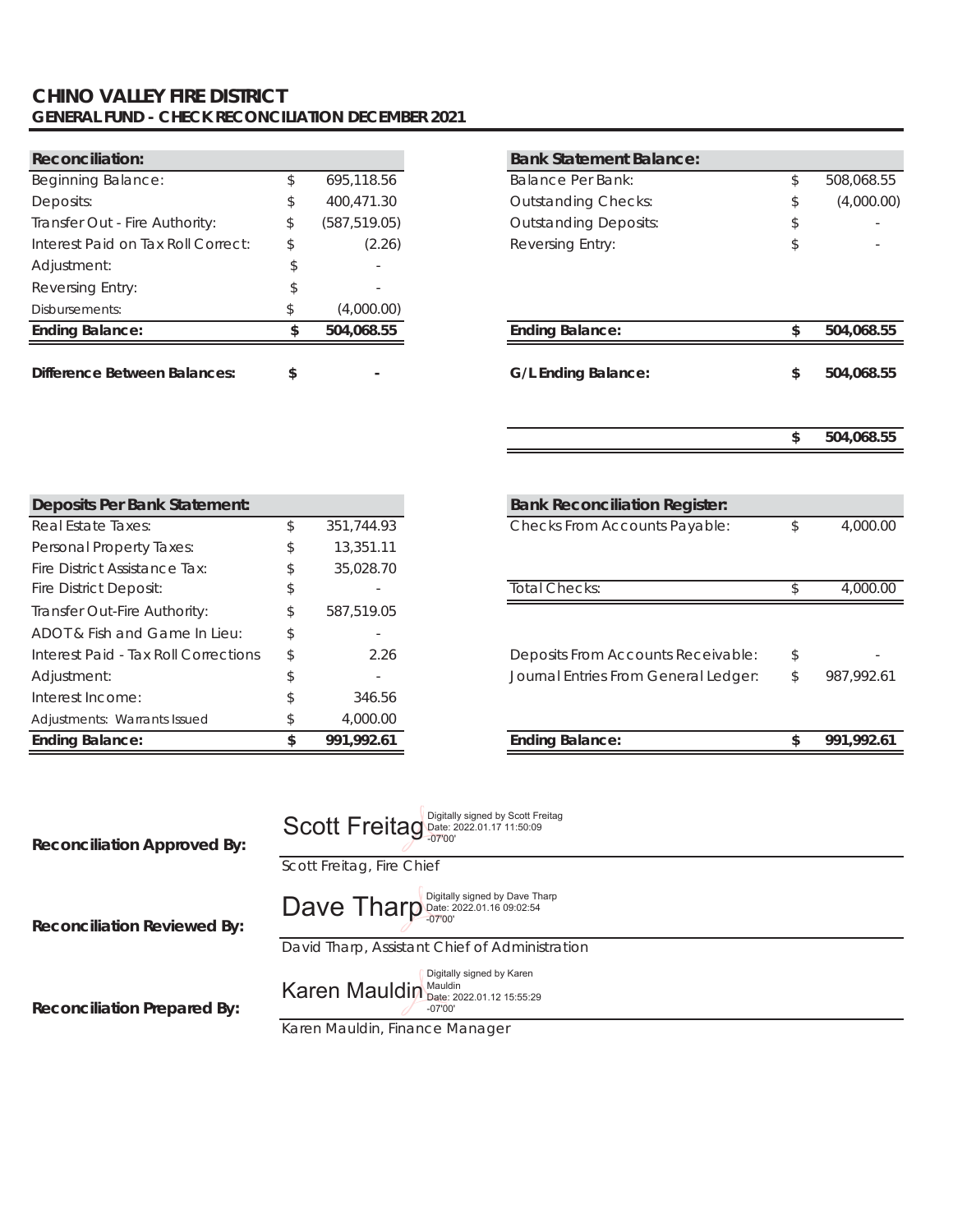# CHINO VALLEY FIRE DISTRICT

## GENERAL FUND - CHECK RECONCILIATION DECEMBER 2021

| Reconciliation: | | |
|---|---|---|
| Beginning Balance: | $ | 695,118.56 |
| Deposits: | $ | 400,471.30 |
| Transfer Out - Fire Authority: | $ | (587,519.05) |
| Interest Paid on Tax Roll Correct: | $ | (2.26) |
| Adjustment: | $ | - |
| Reversing Entry: | $ | - |
| Disbursements: | $ | (4,000.00) |
| **Ending Balance:** | **$** | **504,068.55** |
| **Difference Between Balances:** | **$** | **-** |

| Bank Statement Balance: | | |
|---|---|---|
| Balance Per Bank: | $ | 508,068.55 |
| Outstanding Checks: | $ | (4,000.00) |
| Outstanding Deposits: | $ | - |
| Reversing Entry: | $ | - |
| **Ending Balance:** | **$** | **504,068.55** |
| **G/L Ending Balance:** | **$** | **504,068.55** |
| | **$** | **504,068.55** |

| Deposits Per Bank Statement: | | |
|---|---|---|
| Real Estate Taxes: | $ | 351,744.93 |
| Personal Property Taxes: | $ | 13,351.11 |
| Fire District Assistance Tax: | $ | 35,028.70 |
| Fire District Deposit: | $ | - |
| Transfer Out-Fire Authority: | $ | 587,519.05 |
| ADOT& Fish and Game In Lieu: | $ | - |
| Interest Paid - Tax Roll Corrections | $ | 2.26 |
| Adjustment: | $ | - |
| Interest Income: | $ | 346.56 |
| Adjustments: Warrants Issued | $ | 4,000.00 |
| **Ending Balance:** | **$** | **991,992.61** |

| Bank Reconciliation Register: | | |
|---|---|---|
| Checks From Accounts Payable: | $ | 4,000.00 |
| Total Checks: | $ | 4,000.00 |
| Deposits From Accounts Receivable: | $ | - |
| Journal Entries From General Ledger: | $ | 987,992.61 |
| **Ending Balance:** | **$** | **991,992.61** |

**Reconciliation Approved By:** Scott Freitag (Digitally signed by Scott Freitag Date: 2022.01.17 11:50:09 -07'00')
Scott Freitag, Fire Chief

**Reconciliation Reviewed By:** Dave Tharp (Digitally signed by Dave Tharp Date: 2022.01.16 09:02:54 -07'00')
David Tharp, Assistant Chief of Administration

**Reconciliation Prepared By:** Karen Mauldin (Digitally signed by Karen Mauldin Date: 2022.01.12 15:55:29 -07'00')
Karen Mauldin, Finance Manager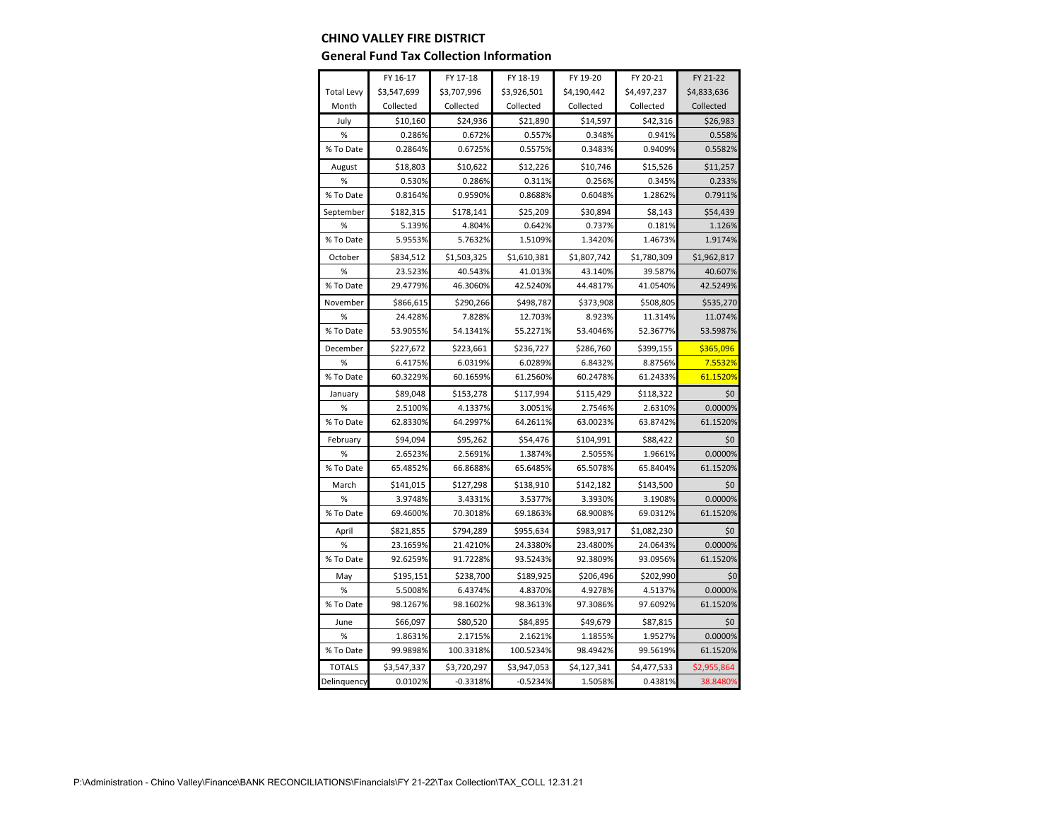**CHINO VALLEY FIRE DISTRICT**

**General Fund Tax Collection Information**

| | FY 16-17 | FY 17-18 | FY 18-19 | FY 19-20 | FY 20-21 | FY 21-22 |
|---|---|---|---|---|---|---|
| Total Levy | $3,547,699 | $3,707,996 | $3,926,501 | $4,190,442 | $4,497,237 | $4,833,636 |
| Month | Collected | Collected | Collected | Collected | Collected | Collected |
| July | $10,160 | $24,936 | $21,890 | $14,597 | $42,316 | $26,983 |
| % | 0.286% | 0.672% | 0.557% | 0.348% | 0.941% | 0.558% |
| % To Date | 0.2864% | 0.6725% | 0.5575% | 0.3483% | 0.9409% | 0.5582% |
| August | $18,803 | $10,622 | $12,226 | $10,746 | $15,526 | $11,257 |
| % | 0.530% | 0.286% | 0.311% | 0.256% | 0.345% | 0.233% |
| % To Date | 0.8164% | 0.9590% | 0.8688% | 0.6048% | 1.2862% | 0.7911% |
| September | $182,315 | $178,141 | $25,209 | $30,894 | $8,143 | $54,439 |
| % | 5.139% | 4.804% | 0.642% | 0.737% | 0.181% | 1.126% |
| % To Date | 5.9553% | 5.7632% | 1.5109% | 1.3420% | 1.4673% | 1.9174% |
| October | $834,512 | $1,503,325 | $1,610,381 | $1,807,742 | $1,780,309 | $1,962,817 |
| % | 23.523% | 40.543% | 41.013% | 43.140% | 39.587% | 40.607% |
| % To Date | 29.4779% | 46.3060% | 42.5240% | 44.4817% | 41.0540% | 42.5249% |
| November | $866,615 | $290,266 | $498,787 | $373,908 | $508,805 | $535,270 |
| % | 24.428% | 7.828% | 12.703% | 8.923% | 11.314% | 11.074% |
| % To Date | 53.9055% | 54.1341% | 55.2271% | 53.4046% | 52.3677% | 53.5987% |
| December | $227,672 | $223,661 | $236,727 | $286,760 | $399,155 | $365,096 |
| % | 6.4175% | 6.0319% | 6.0289% | 6.8432% | 8.8756% | 7.5532% |
| % To Date | 60.3229% | 60.1659% | 61.2560% | 60.2478% | 61.2433% | 61.1520% |
| January | $89,048 | $153,278 | $117,994 | $115,429 | $118,322 | $0 |
| % | 2.5100% | 4.1337% | 3.0051% | 2.7546% | 2.6310% | 0.0000% |
| % To Date | 62.8330% | 64.2997% | 64.2611% | 63.0023% | 63.8742% | 61.1520% |
| February | $94,094 | $95,262 | $54,476 | $104,991 | $88,422 | $0 |
| % | 2.6523% | 2.5691% | 1.3874% | 2.5055% | 1.9661% | 0.0000% |
| % To Date | 65.4852% | 66.8688% | 65.6485% | 65.5078% | 65.8404% | 61.1520% |
| March | $141,015 | $127,298 | $138,910 | $142,182 | $143,500 | $0 |
| % | 3.9748% | 3.4331% | 3.5377% | 3.3930% | 3.1908% | 0.0000% |
| % To Date | 69.4600% | 70.3018% | 69.1863% | 68.9008% | 69.0312% | 61.1520% |
| April | $821,855 | $794,289 | $955,634 | $983,917 | $1,082,230 | $0 |
| % | 23.1659% | 21.4210% | 24.3380% | 23.4800% | 24.0643% | 0.0000% |
| % To Date | 92.6259% | 91.7228% | 93.5243% | 92.3809% | 93.0956% | 61.1520% |
| May | $195,151 | $238,700 | $189,925 | $206,496 | $202,990 | $0 |
| % | 5.5008% | 6.4374% | 4.8370% | 4.9278% | 4.5137% | 0.0000% |
| % To Date | 98.1267% | 98.1602% | 98.3613% | 97.3086% | 97.6092% | 61.1520% |
| June | $66,097 | $80,520 | $84,895 | $49,679 | $87,815 | $0 |
| % | 1.8631% | 2.1715% | 2.1621% | 1.1855% | 1.9527% | 0.0000% |
| % To Date | 99.9898% | 100.3318% | 100.5234% | 98.4942% | 99.5619% | 61.1520% |
| TOTALS | $3,547,337 | $3,720,297 | $3,947,053 | $4,127,341 | $4,477,533 | $2,955,864 |
| Delinquency | 0.0102% | -0.3318% | -0.5234% | 1.5058% | 0.4381% | 38.8480% |

P:\Administration - Chino Valley\Finance\BANK RECONCILIATIONS\Financials\FY 21-22\Tax Collection\TAX_COLL 12.31.21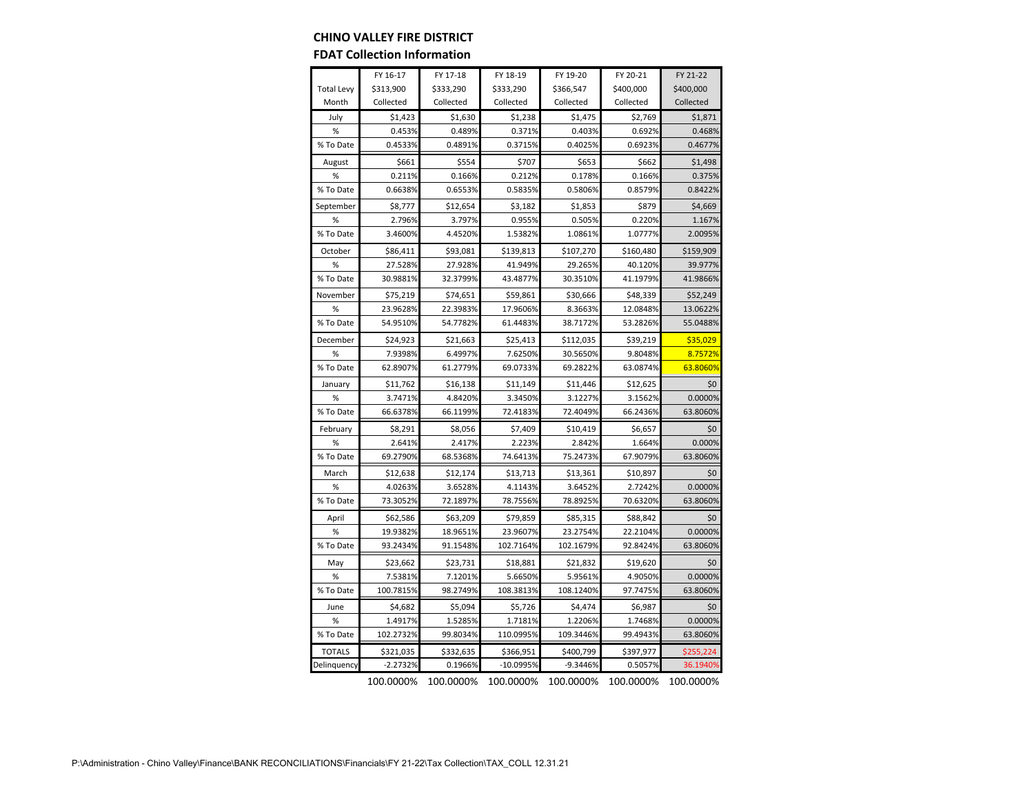## CHINO VALLEY FIRE DISTRICT

### FDAT Collection Information

| | FY 16-17 | FY 17-18 | FY 18-19 | FY 19-20 | FY 20-21 | FY 21-22 |
|---|---|---|---|---|---|---|
| Total Levy | $313,900 | $333,290 | $333,290 | $366,547 | $400,000 | $400,000 |
| Month | Collected | Collected | Collected | Collected | Collected | Collected |
| July | $1,423 | $1,630 | $1,238 | $1,475 | $2,769 | $1,871 |
| % | 0.453% | 0.489% | 0.371% | 0.403% | 0.692% | 0.468% |
| % To Date | 0.4533% | 0.4891% | 0.3715% | 0.4025% | 0.6923% | 0.4677% |
| August | $661 | $554 | $707 | $653 | $662 | $1,498 |
| % | 0.211% | 0.166% | 0.212% | 0.178% | 0.166% | 0.375% |
| % To Date | 0.6638% | 0.6553% | 0.5835% | 0.5806% | 0.8579% | 0.8422% |
| September | $8,777 | $12,654 | $3,182 | $1,853 | $879 | $4,669 |
| % | 2.796% | 3.797% | 0.955% | 0.505% | 0.220% | 1.167% |
| % To Date | 3.4600% | 4.4520% | 1.5382% | 1.0861% | 1.0777% | 2.0095% |
| October | $86,411 | $93,081 | $139,813 | $107,270 | $160,480 | $159,909 |
| % | 27.528% | 27.928% | 41.949% | 29.265% | 40.120% | 39.977% |
| % To Date | 30.9881% | 32.3799% | 43.4877% | 30.3510% | 41.1979% | 41.9866% |
| November | $75,219 | $74,651 | $59,861 | $30,666 | $48,339 | $52,249 |
| % | 23.9628% | 22.3983% | 17.9606% | 8.3663% | 12.0848% | 13.0622% |
| % To Date | 54.9510% | 54.7782% | 61.4483% | 38.7172% | 53.2826% | 55.0488% |
| December | $24,923 | $21,663 | $25,413 | $112,035 | $39,219 | $35,029 |
| % | 7.9398% | 6.4997% | 7.6250% | 30.5650% | 9.8048% | 8.7572% |
| % To Date | 62.8907% | 61.2779% | 69.0733% | 69.2822% | 63.0874% | 63.8060% |
| January | $11,762 | $16,138 | $11,149 | $11,446 | $12,625 | $0 |
| % | 3.7471% | 4.8420% | 3.3450% | 3.1227% | 3.1562% | 0.0000% |
| % To Date | 66.6378% | 66.1199% | 72.4183% | 72.4049% | 66.2436% | 63.8060% |
| February | $8,291 | $8,056 | $7,409 | $10,419 | $6,657 | $0 |
| % | 2.641% | 2.417% | 2.223% | 2.842% | 1.664% | 0.000% |
| % To Date | 69.2790% | 68.5368% | 74.6413% | 75.2473% | 67.9079% | 63.8060% |
| March | $12,638 | $12,174 | $13,713 | $13,361 | $10,897 | $0 |
| % | 4.0263% | 3.6528% | 4.1143% | 3.6452% | 2.7242% | 0.0000% |
| % To Date | 73.3052% | 72.1897% | 78.7556% | 78.8925% | 70.6320% | 63.8060% |
| April | $62,586 | $63,209 | $79,859 | $85,315 | $88,842 | $0 |
| % | 19.9382% | 18.9651% | 23.9607% | 23.2754% | 22.2104% | 0.0000% |
| % To Date | 93.2434% | 91.1548% | 102.7164% | 102.1679% | 92.8424% | 63.8060% |
| May | $23,662 | $23,731 | $18,881 | $21,832 | $19,620 | $0 |
| % | 7.5381% | 7.1201% | 5.6650% | 5.9561% | 4.9050% | 0.0000% |
| % To Date | 100.7815% | 98.2749% | 108.3813% | 108.1240% | 97.7475% | 63.8060% |
| June | $4,682 | $5,094 | $5,726 | $4,474 | $6,987 | $0 |
| % | 1.4917% | 1.5285% | 1.7181% | 1.2206% | 1.7468% | 0.0000% |
| % To Date | 102.2732% | 99.8034% | 110.0995% | 109.3446% | 99.4943% | 63.8060% |
| TOTALS | $321,035 | $332,635 | $366,951 | $400,799 | $397,977 | $255,224 |
| Delinquency | -2.2732% | 0.1966% | -10.0995% | -9.3446% | 0.5057% | 36.1940% |
| | 100.0000% | 100.0000% | 100.0000% | 100.0000% | 100.0000% | 100.0000% |

P:\Administration - Chino Valley\Finance\BANK RECONCILIATIONS\Financials\FY 21-22\Tax Collection\TAX_COLL 12.31.21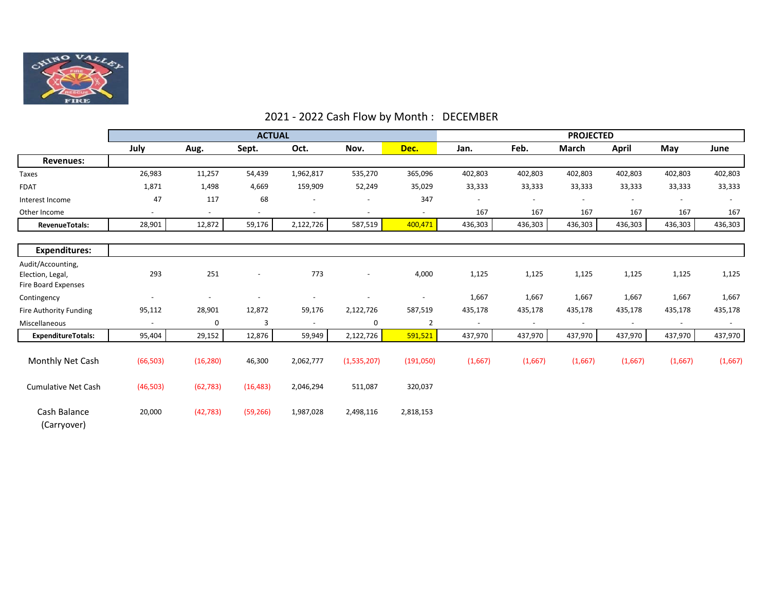# 2021 - 2022 Cash Flow by Month : DECEMBER

| | ACTUAL | | | | | | PROJECTED | | | | | |
|---|---|---|---|---|---|---|---|---|---|---|---|---|
| | July | Aug. | Sept. | Oct. | Nov. | Dec. | Jan. | Feb. | March | April | May | June |
| **Revenues:** | | | | | | | | | | | | |
| Taxes | 26,983 | 11,257 | 54,439 | 1,962,817 | 535,270 | 365,096 | 402,803 | 402,803 | 402,803 | 402,803 | 402,803 | 402,803 |
| FDAT | 1,871 | 1,498 | 4,669 | 159,909 | 52,249 | 35,029 | 33,333 | 33,333 | 33,333 | 33,333 | 33,333 | 33,333 |
| Interest Income | 47 | 117 | 68 | - | - | 347 | - | - | - | - | - | - |
| Other Income | - | - | - | - | - | - | 167 | 167 | 167 | 167 | 167 | 167 |
| **RevenueTotals:** | 28,901 | 12,872 | 59,176 | 2,122,726 | 587,519 | 400,471 | 436,303 | 436,303 | 436,303 | 436,303 | 436,303 | 436,303 |
| **Expenditures:** | | | | | | | | | | | | |
| Audit/Accounting, Election, Legal, Fire Board Expenses | 293 | 251 | - | 773 | - | 4,000 | 1,125 | 1,125 | 1,125 | 1,125 | 1,125 | 1,125 |
| Contingency | - | - | - | - | - | - | 1,667 | 1,667 | 1,667 | 1,667 | 1,667 | 1,667 |
| Fire Authority Funding | 95,112 | 28,901 | 12,872 | 59,176 | 2,122,726 | 587,519 | 435,178 | 435,178 | 435,178 | 435,178 | 435,178 | 435,178 |
| Miscellaneous | - | 0 | 3 | - | 0 | 2 | - | - | - | - | - | - |
| **ExpenditureTotals:** | 95,404 | 29,152 | 12,876 | 59,949 | 2,122,726 | 591,521 | 437,970 | 437,970 | 437,970 | 437,970 | 437,970 | 437,970 |
| Monthly Net Cash | (66,503) | (16,280) | 46,300 | 2,062,777 | (1,535,207) | (191,050) | (1,667) | (1,667) | (1,667) | (1,667) | (1,667) | (1,667) |
| Cumulative Net Cash | (46,503) | (62,783) | (16,483) | 2,046,294 | 511,087 | 320,037 | | | | | | |
| Cash Balance (Carryover) | 20,000 | (42,783) | (59,266) | 1,987,028 | 2,498,116 | 2,818,153 | | | | | | |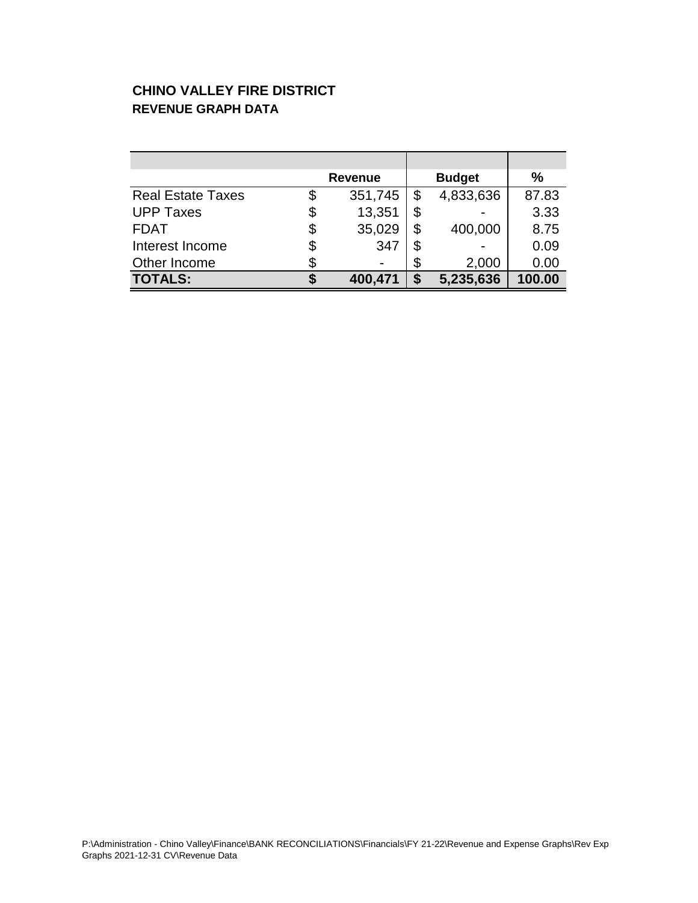**CHINO VALLEY FIRE DISTRICT**
**REVENUE GRAPH DATA**

| | Revenue | Budget | % |
|---|---|---|---|
| Real Estate Taxes | $ 351,745 | $ 4,833,636 | 87.83 |
| UPP Taxes | $ 13,351 | $ - | 3.33 |
| FDAT | $ 35,029 | $ 400,000 | 8.75 |
| Interest Income | $ 347 | $ - | 0.09 |
| Other Income | $ - | $ 2,000 | 0.00 |
| **TOTALS:** | **$ 400,471** | **$ 5,235,636** | **100.00** |

P:\Administration - Chino Valley\Finance\BANK RECONCILIATIONS\Financials\FY 21-22\Revenue and Expense Graphs\Rev Exp Graphs 2021-12-31 CV\Revenue Data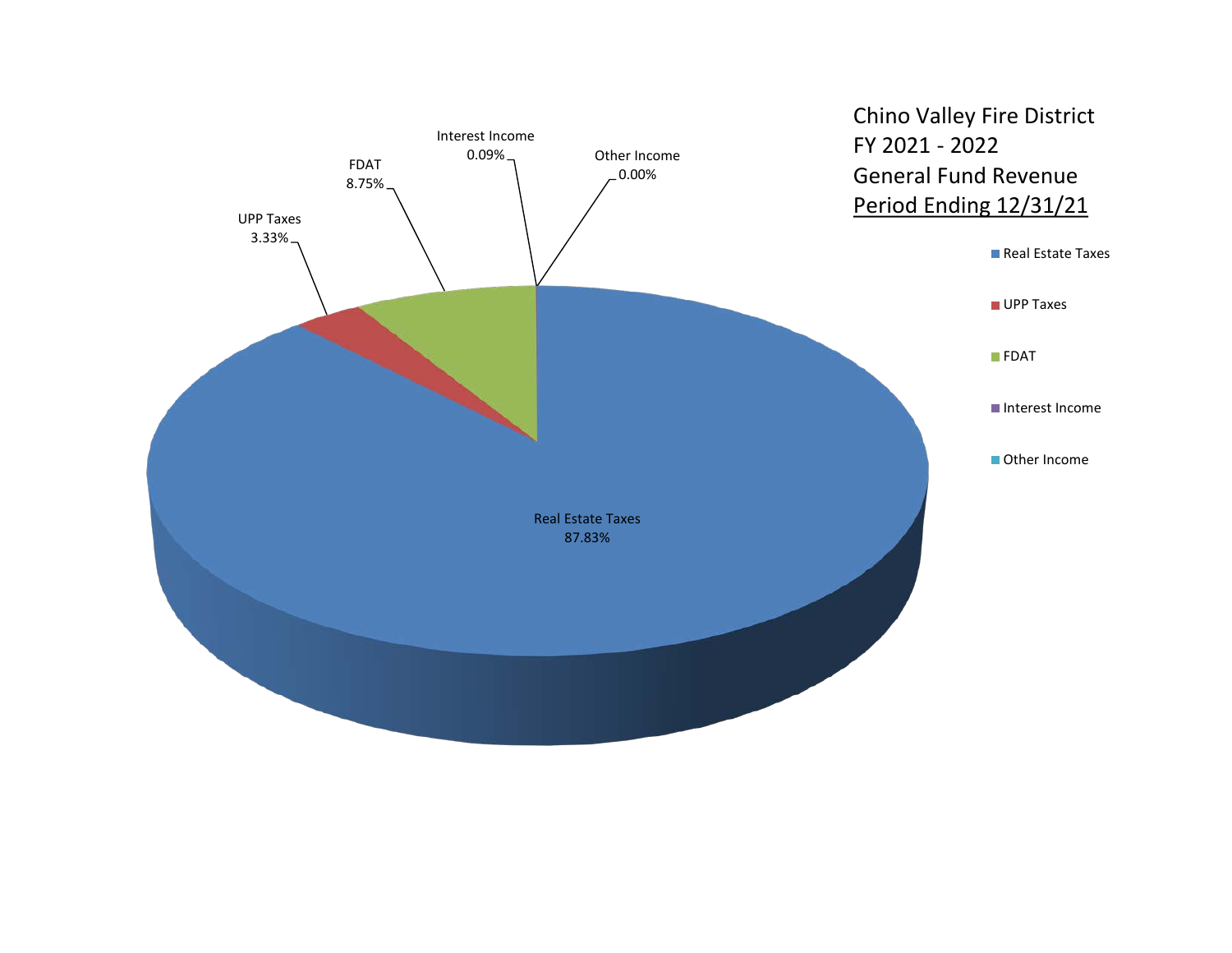Chino Valley Fire District
FY 2021 - 2022
General Fund Revenue
Period Ending 12/31/21

| Category | Percentage |
| --- | --- |
| Real Estate Taxes | 87.83% |
| UPP Taxes | 3.33% |
| FDAT | 8.75% |
| Interest Income | 0.09% |
| Other Income | 0.00% |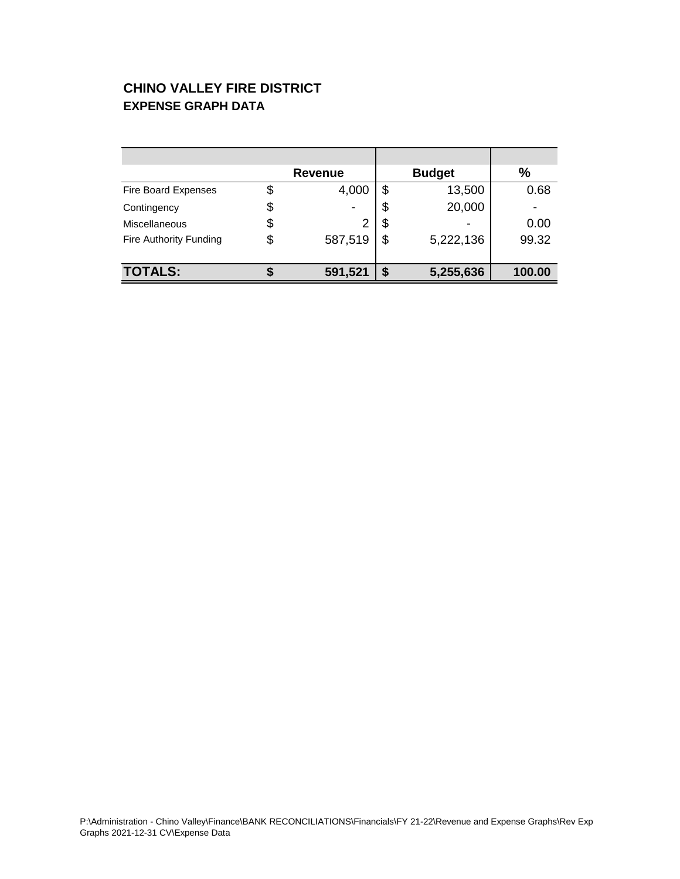# CHINO VALLEY FIRE DISTRICT

## EXPENSE GRAPH DATA

| | Revenue | Budget | % |
|---|---|---|---|
| Fire Board Expenses | $ 4,000 | $ 13,500 | 0.68 |
| Contingency | $ - | $ 20,000 | - |
| Miscellaneous | $ 2 | $ - | 0.00 |
| Fire Authority Funding | $ 587,519 | $ 5,222,136 | 99.32 |
| **TOTALS:** | **$ 591,521** | **$ 5,255,636** | **100.00** |

P:\Administration - Chino Valley\Finance\BANK RECONCILIATIONS\Financials\FY 21-22\Revenue and Expense Graphs\Rev Exp Graphs 2021-12-31 CV\Expense Data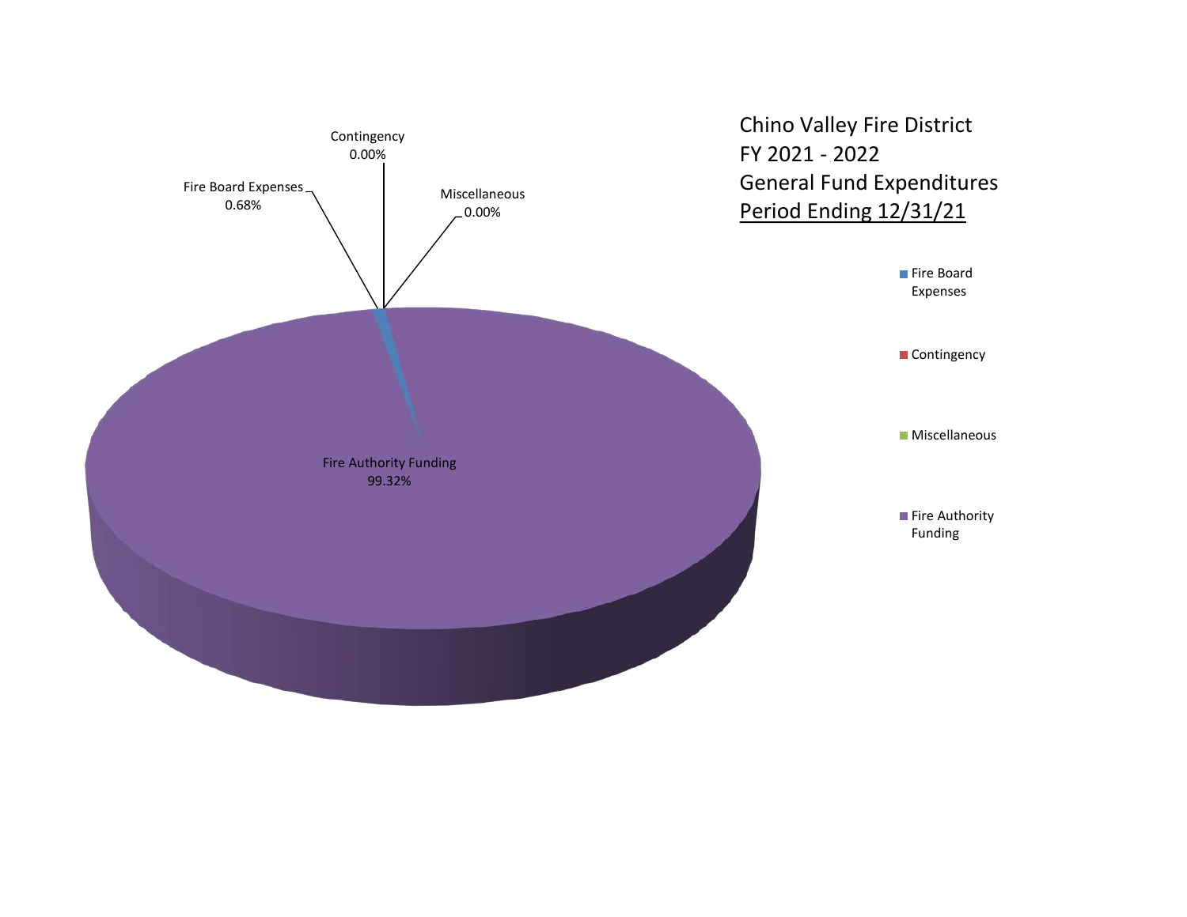# Chino Valley Fire District
# FY 2021 - 2022
# General Fund Expenditures
# Period Ending 12/31/21

| Category | Percentage |
| --- | --- |
| Fire Board Expenses | 0.68% |
| Contingency | 0.00% |
| Miscellaneous | 0.00% |
| Fire Authority Funding | 99.32% |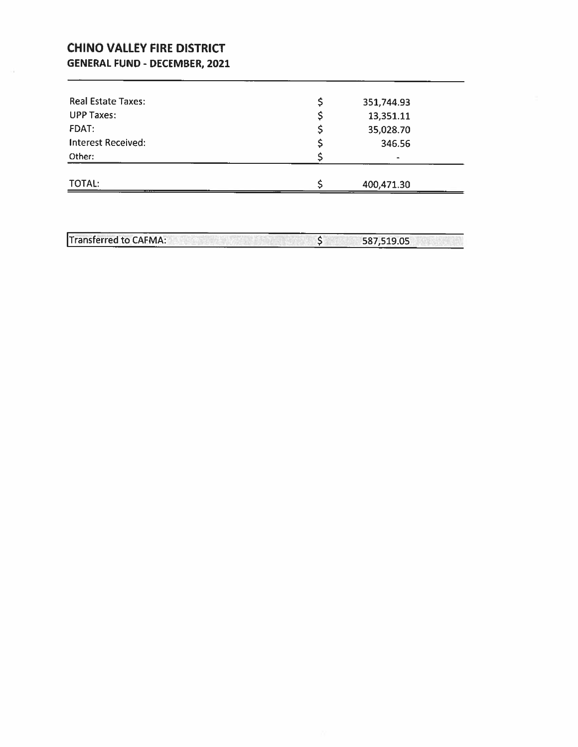# CHINO VALLEY FIRE DISTRICT

## GENERAL FUND - DECEMBER, 2021

| | | |
|---|---|---|
| Real Estate Taxes: | $ | 351,744.93 |
| UPP Taxes: | $ | 13,351.11 |
| FDAT: | $ | 35,028.70 |
| Interest Received: | $ | 346.56 |
| Other: | $ | - |
| TOTAL: | $ | 400,471.30 |

| | | |
|---|---|---|
| Transferred to CAFMA: | $ | 587,519.05 |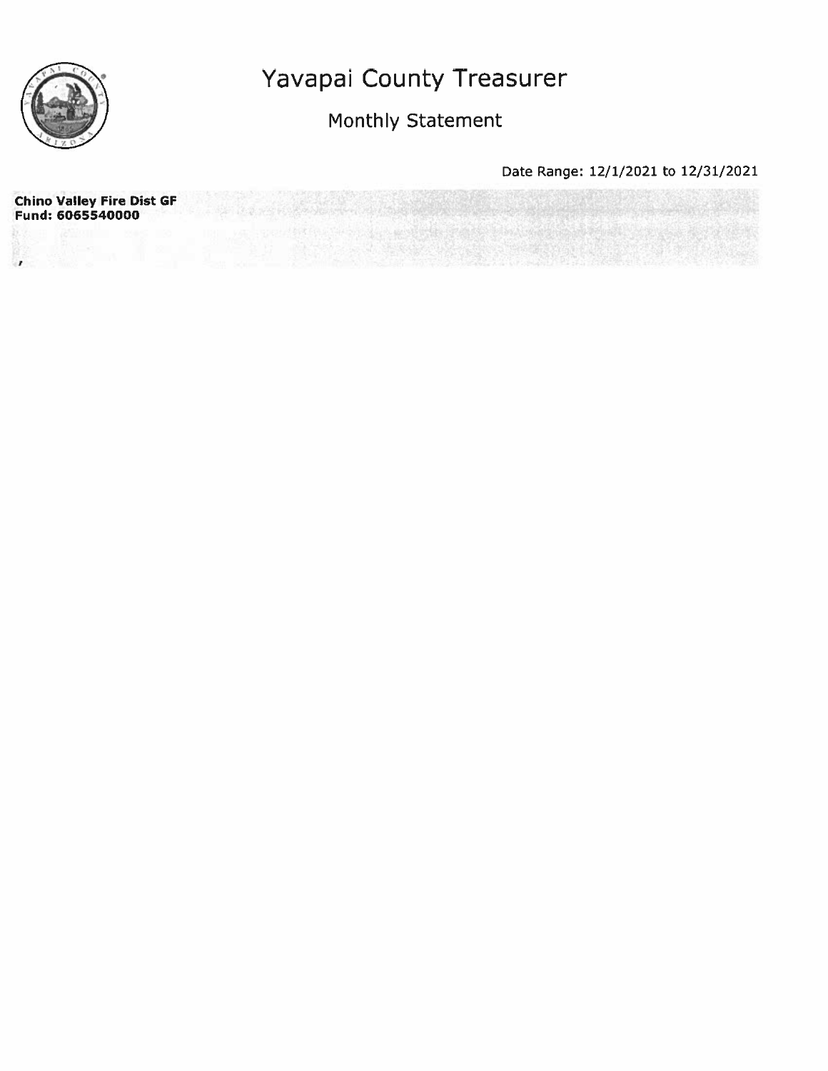# Yavapai County Treasurer

## Monthly Statement

Date Range: 12/1/2021 to 12/31/2021

**Chino Valley Fire Dist GF**
**Fund: 6065540000**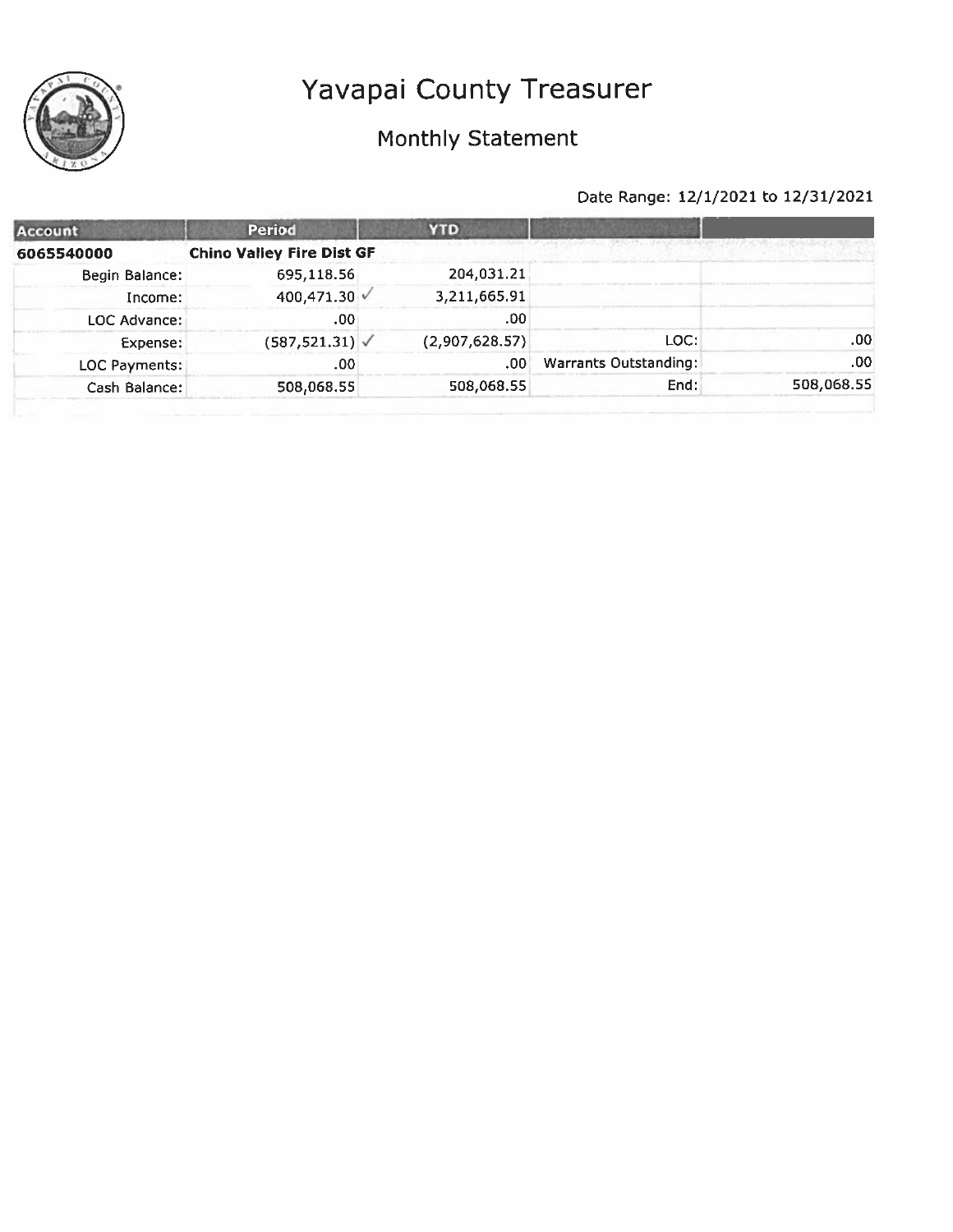# Yavapai County Treasurer

## Monthly Statement

Date Range: 12/1/2021 to 12/31/2021

| Account | Period | YTD | | |
|---|---|---|---|---|
| **6065540000** | **Chino Valley Fire Dist GF** | | | |
| Begin Balance: | 695,118.56 | 204,031.21 | | |
| Income: | 400,471.30 ✓ | 3,211,665.91 | | |
| LOC Advance: | .00 | .00 | | |
| Expense: | (587,521.31) ✓ | (2,907,628.57) | LOC: | .00 |
| LOC Payments: | .00 | .00 | Warrants Outstanding: | .00 |
| Cash Balance: | 508,068.55 | 508,068.55 | End: | 508,068.55 |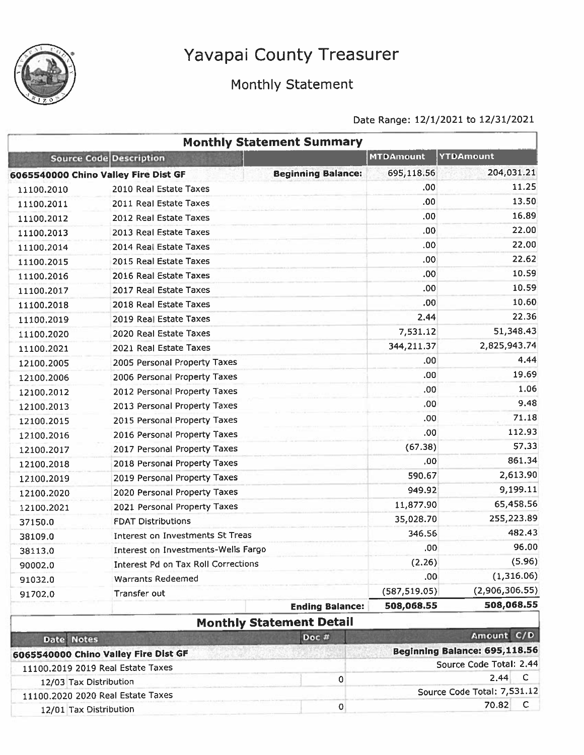# Yavapai County Treasurer

## Monthly Statement

Date Range: 12/1/2021 to 12/31/2021

### Monthly Statement Summary

| Source Code | Description | | MTDAmount | YTDAmount |
|---|---|---|---|---|
| 6065540000 Chino Valley Fire Dist GF | | Beginning Balance: | 695,118.56 | 204,031.21 |
| 11100.2010 | 2010 Real Estate Taxes | | .00 | 11.25 |
| 11100.2011 | 2011 Real Estate Taxes | | .00 | 13.50 |
| 11100.2012 | 2012 Real Estate Taxes | | .00 | 16.89 |
| 11100.2013 | 2013 Real Estate Taxes | | .00 | 22.00 |
| 11100.2014 | 2014 Real Estate Taxes | | .00 | 22.00 |
| 11100.2015 | 2015 Real Estate Taxes | | .00 | 22.62 |
| 11100.2016 | 2016 Real Estate Taxes | | .00 | 10.59 |
| 11100.2017 | 2017 Real Estate Taxes | | .00 | 10.59 |
| 11100.2018 | 2018 Real Estate Taxes | | .00 | 10.60 |
| 11100.2019 | 2019 Real Estate Taxes | | 2.44 | 22.36 |
| 11100.2020 | 2020 Real Estate Taxes | | 7,531.12 | 51,348.43 |
| 11100.2021 | 2021 Real Estate Taxes | | 344,211.37 | 2,825,943.74 |
| 12100.2005 | 2005 Personal Property Taxes | | .00 | 4.44 |
| 12100.2006 | 2006 Personal Property Taxes | | .00 | 19.69 |
| 12100.2012 | 2012 Personal Property Taxes | | .00 | 1.06 |
| 12100.2013 | 2013 Personal Property Taxes | | .00 | 9.48 |
| 12100.2015 | 2015 Personal Property Taxes | | .00 | 71.18 |
| 12100.2016 | 2016 Personal Property Taxes | | .00 | 112.93 |
| 12100.2017 | 2017 Personal Property Taxes | | (67.38) | 57.33 |
| 12100.2018 | 2018 Personal Property Taxes | | .00 | 861.34 |
| 12100.2019 | 2019 Personal Property Taxes | | 590.67 | 2,613.90 |
| 12100.2020 | 2020 Personal Property Taxes | | 949.92 | 9,199.11 |
| 12100.2021 | 2021 Personal Property Taxes | | 11,877.90 | 65,458.56 |
| 37150.0 | FDAT Distributions | | 35,028.70 | 255,223.89 |
| 38109.0 | Interest on Investments St Treas | | 346.56 | 482.43 |
| 38113.0 | Interest on Investments-Wells Fargo | | .00 | 96.00 |
| 90002.0 | Interest Pd on Tax Roll Corrections | | (2.26) | (5.96) |
| 91032.0 | Warrants Redeemed | | .00 | (1,316.06) |
| 91702.0 | Transfer out | | (587,519.05) | (2,906,306.55) |
| | | **Ending Balance:** | **508,068.55** | **508,068.55** |

### Monthly Statement Detail

| Date Notes | Doc # | Amount | C/D |
|---|---|---|---|
| 6065540000 Chino Valley Fire Dist GF | | Beginning Balance: 695,118.56 | |
| 11100.2019 2019 Real Estate Taxes | | Source Code Total: 2.44 | |
| 12/03 Tax Distribution | 0 | 2.44 | C |
| 11100.2020 2020 Real Estate Taxes | | Source Code Total: 7,531.12 | |
| 12/01 Tax Distribution | 0 | 70.82 | C |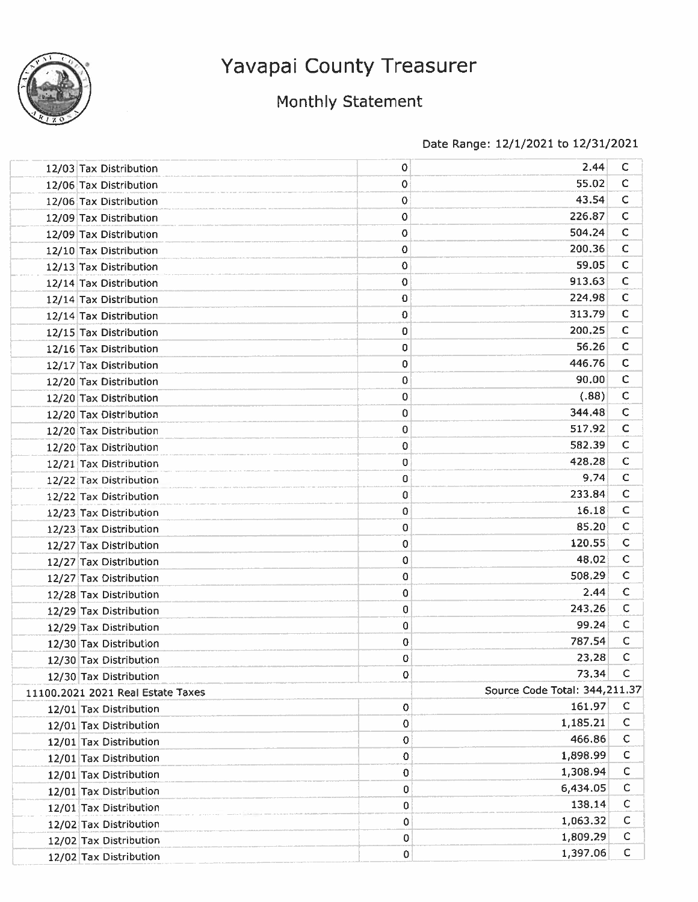# Yavapai County Treasurer

## Monthly Statement

Date Range: 12/1/2021 to 12/31/2021

| Date | Description | | Amount | |
|---|---|---|---|---|
| 12/03 | Tax Distribution | 0 | 2.44 | C |
| 12/06 | Tax Distribution | 0 | 55.02 | C |
| 12/06 | Tax Distribution | 0 | 43.54 | C |
| 12/09 | Tax Distribution | 0 | 226.87 | C |
| 12/09 | Tax Distribution | 0 | 504.24 | C |
| 12/10 | Tax Distribution | 0 | 200.36 | C |
| 12/13 | Tax Distribution | 0 | 59.05 | C |
| 12/14 | Tax Distribution | 0 | 913.63 | C |
| 12/14 | Tax Distribution | 0 | 224.98 | C |
| 12/14 | Tax Distribution | 0 | 313.79 | C |
| 12/15 | Tax Distribution | 0 | 200.25 | C |
| 12/16 | Tax Distribution | 0 | 56.26 | C |
| 12/17 | Tax Distribution | 0 | 446.76 | C |
| 12/20 | Tax Distribution | 0 | 90.00 | C |
| 12/20 | Tax Distribution | 0 | (.88) | C |
| 12/20 | Tax Distribution | 0 | 344.48 | C |
| 12/20 | Tax Distribution | 0 | 517.92 | C |
| 12/20 | Tax Distribution | 0 | 582.39 | C |
| 12/21 | Tax Distribution | 0 | 428.28 | C |
| 12/22 | Tax Distribution | 0 | 9.74 | C |
| 12/22 | Tax Distribution | 0 | 233.84 | C |
| 12/23 | Tax Distribution | 0 | 16.18 | C |
| 12/23 | Tax Distribution | 0 | 85.20 | C |
| 12/27 | Tax Distribution | 0 | 120.55 | C |
| 12/27 | Tax Distribution | 0 | 48.02 | C |
| 12/27 | Tax Distribution | 0 | 508.29 | C |
| 12/28 | Tax Distribution | 0 | 2.44 | C |
| 12/29 | Tax Distribution | 0 | 243.26 | C |
| 12/29 | Tax Distribution | 0 | 99.24 | C |
| 12/30 | Tax Distribution | 0 | 787.54 | C |
| 12/30 | Tax Distribution | 0 | 23.28 | C |
| 12/30 | Tax Distribution | 0 | 73.34 | C |
| 11100.2021 2021 Real Estate Taxes | | | Source Code Total: 344,211.37 | |
| 12/01 | Tax Distribution | 0 | 161.97 | C |
| 12/01 | Tax Distribution | 0 | 1,185.21 | C |
| 12/01 | Tax Distribution | 0 | 466.86 | C |
| 12/01 | Tax Distribution | 0 | 1,898.99 | C |
| 12/01 | Tax Distribution | 0 | 1,308.94 | C |
| 12/01 | Tax Distribution | 0 | 6,434.05 | C |
| 12/01 | Tax Distribution | 0 | 138.14 | C |
| 12/02 | Tax Distribution | 0 | 1,063.32 | C |
| 12/02 | Tax Distribution | 0 | 1,809.29 | C |
| 12/02 | Tax Distribution | 0 | 1,397.06 | C |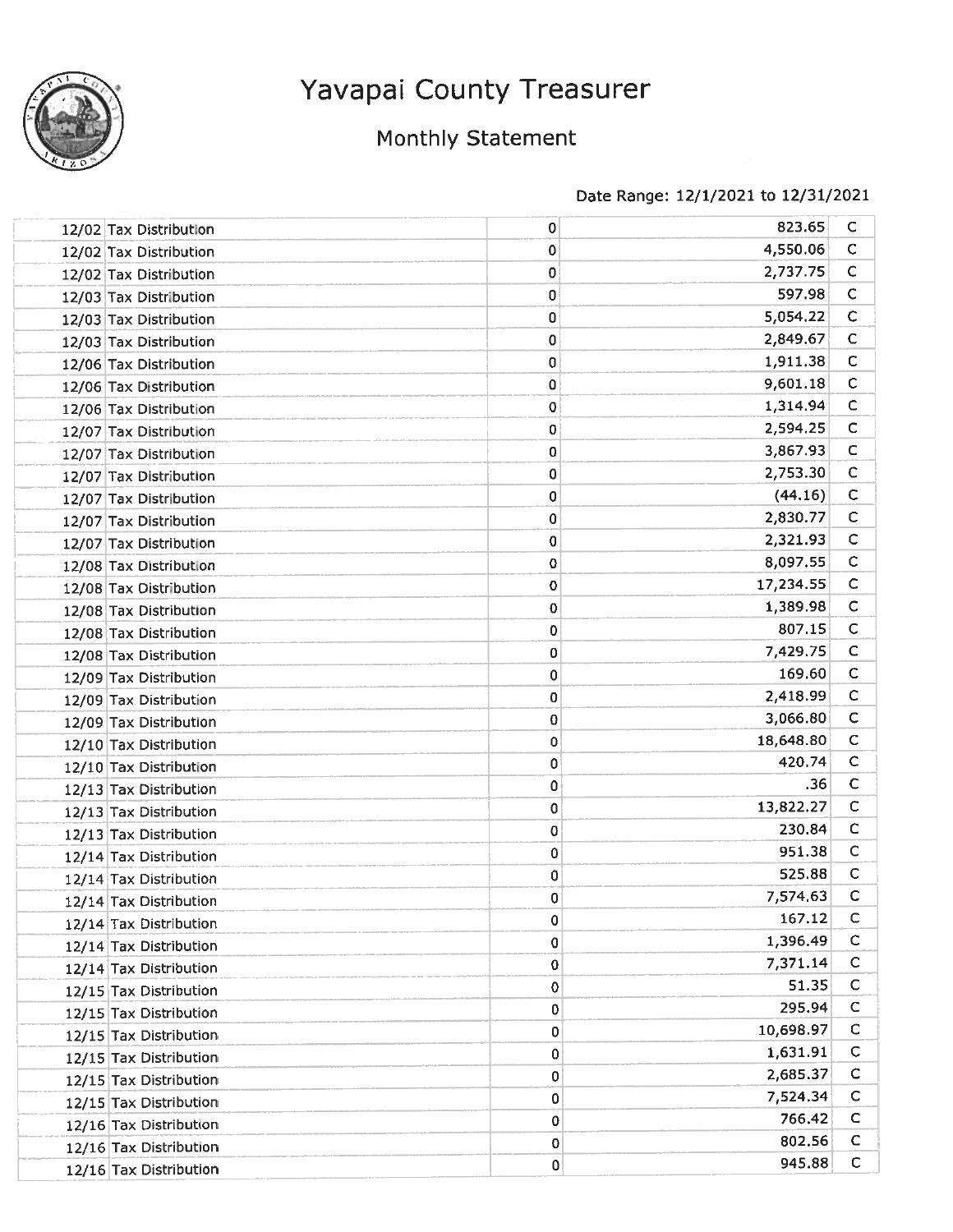# Yavapai County Treasurer

## Monthly Statement

Date Range: 12/1/2021 to 12/31/2021

| | | | | |
|---|---|---|---|---|
| 12/02 | Tax Distribution | 0 | 823.65 | C |
| 12/02 | Tax Distribution | 0 | 4,550.06 | C |
| 12/02 | Tax Distribution | 0 | 2,737.75 | C |
| 12/03 | Tax Distribution | 0 | 597.98 | C |
| 12/03 | Tax Distribution | 0 | 5,054.22 | C |
| 12/03 | Tax Distribution | 0 | 2,849.67 | C |
| 12/06 | Tax Distribution | 0 | 1,911.38 | C |
| 12/06 | Tax Distribution | 0 | 9,601.18 | C |
| 12/06 | Tax Distribution | 0 | 1,314.94 | C |
| 12/07 | Tax Distribution | 0 | 2,594.25 | C |
| 12/07 | Tax Distribution | 0 | 3,867.93 | C |
| 12/07 | Tax Distribution | 0 | 2,753.30 | C |
| 12/07 | Tax Distribution | 0 | (44.16) | C |
| 12/07 | Tax Distribution | 0 | 2,830.77 | C |
| 12/07 | Tax Distribution | 0 | 2,321.93 | C |
| 12/08 | Tax Distribution | 0 | 8,097.55 | C |
| 12/08 | Tax Distribution | 0 | 17,234.55 | C |
| 12/08 | Tax Distribution | 0 | 1,389.98 | C |
| 12/08 | Tax Distribution | 0 | 807.15 | C |
| 12/08 | Tax Distribution | 0 | 7,429.75 | C |
| 12/09 | Tax Distribution | 0 | 169.60 | C |
| 12/09 | Tax Distribution | 0 | 2,418.99 | C |
| 12/09 | Tax Distribution | 0 | 3,066.80 | C |
| 12/10 | Tax Distribution | 0 | 18,648.80 | C |
| 12/10 | Tax Distribution | 0 | 420.74 | C |
| 12/13 | Tax Distribution | 0 | .36 | C |
| 12/13 | Tax Distribution | 0 | 13,822.27 | C |
| 12/13 | Tax Distribution | 0 | 230.84 | C |
| 12/14 | Tax Distribution | 0 | 951.38 | C |
| 12/14 | Tax Distribution | 0 | 525.88 | C |
| 12/14 | Tax Distribution | 0 | 7,574.63 | C |
| 12/14 | Tax Distribution | 0 | 167.12 | C |
| 12/14 | Tax Distribution | 0 | 1,396.49 | C |
| 12/14 | Tax Distribution | 0 | 7,371.14 | C |
| 12/15 | Tax Distribution | 0 | 51.35 | C |
| 12/15 | Tax Distribution | 0 | 295.94 | C |
| 12/15 | Tax Distribution | 0 | 10,698.97 | C |
| 12/15 | Tax Distribution | 0 | 1,631.91 | C |
| 12/15 | Tax Distribution | 0 | 2,685.37 | C |
| 12/15 | Tax Distribution | 0 | 7,524.34 | C |
| 12/16 | Tax Distribution | 0 | 766.42 | C |
| 12/16 | Tax Distribution | 0 | 802.56 | C |
| 12/16 | Tax Distribution | 0 | 945.88 | C |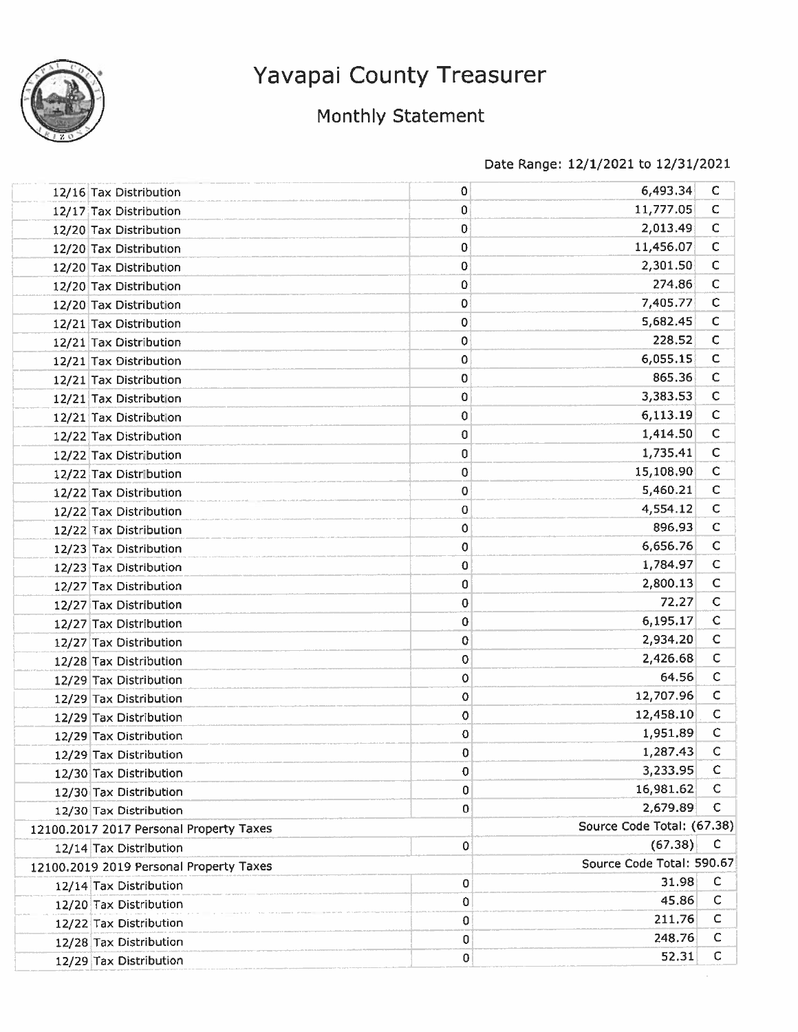# Yavapai County Treasurer

## Monthly Statement

Date Range: 12/1/2021 to 12/31/2021

| Date | Description | | Amount | |
|---|---|---|---|---|
| 12/16 | Tax Distribution | 0 | 6,493.34 | C |
| 12/17 | Tax Distribution | 0 | 11,777.05 | C |
| 12/20 | Tax Distribution | 0 | 2,013.49 | C |
| 12/20 | Tax Distribution | 0 | 11,456.07 | C |
| 12/20 | Tax Distribution | 0 | 2,301.50 | C |
| 12/20 | Tax Distribution | 0 | 274.86 | C |
| 12/20 | Tax Distribution | 0 | 7,405.77 | C |
| 12/21 | Tax Distribution | 0 | 5,682.45 | C |
| 12/21 | Tax Distribution | 0 | 228.52 | C |
| 12/21 | Tax Distribution | 0 | 6,055.15 | C |
| 12/21 | Tax Distribution | 0 | 865.36 | C |
| 12/21 | Tax Distribution | 0 | 3,383.53 | C |
| 12/21 | Tax Distribution | 0 | 6,113.19 | C |
| 12/22 | Tax Distribution | 0 | 1,414.50 | C |
| 12/22 | Tax Distribution | 0 | 1,735.41 | C |
| 12/22 | Tax Distribution | 0 | 15,108.90 | C |
| 12/22 | Tax Distribution | 0 | 5,460.21 | C |
| 12/22 | Tax Distribution | 0 | 4,554.12 | C |
| 12/22 | Tax Distribution | 0 | 896.93 | C |
| 12/23 | Tax Distribution | 0 | 6,656.76 | C |
| 12/23 | Tax Distribution | 0 | 1,784.97 | C |
| 12/27 | Tax Distribution | 0 | 2,800.13 | C |
| 12/27 | Tax Distribution | 0 | 72.27 | C |
| 12/27 | Tax Distribution | 0 | 6,195.17 | C |
| 12/27 | Tax Distribution | 0 | 2,934.20 | C |
| 12/28 | Tax Distribution | 0 | 2,426.68 | C |
| 12/29 | Tax Distribution | 0 | 64.56 | C |
| 12/29 | Tax Distribution | 0 | 12,707.96 | C |
| 12/29 | Tax Distribution | 0 | 12,458.10 | C |
| 12/29 | Tax Distribution | 0 | 1,951.89 | C |
| 12/29 | Tax Distribution | 0 | 1,287.43 | C |
| 12/30 | Tax Distribution | 0 | 3,233.95 | C |
| 12/30 | Tax Distribution | 0 | 16,981.62 | C |
| 12/30 | Tax Distribution | 0 | 2,679.89 | C |
| 12100.2017 2017 Personal Property Taxes | | | Source Code Total: (67.38) | |
| 12/14 | Tax Distribution | 0 | (67.38) | C |
| 12100.2019 2019 Personal Property Taxes | | | Source Code Total: 590.67 | |
| 12/14 | Tax Distribution | 0 | 31.98 | C |
| 12/20 | Tax Distribution | 0 | 45.86 | C |
| 12/22 | Tax Distribution | 0 | 211.76 | C |
| 12/28 | Tax Distribution | 0 | 248.76 | C |
| 12/29 | Tax Distribution | 0 | 52.31 | C |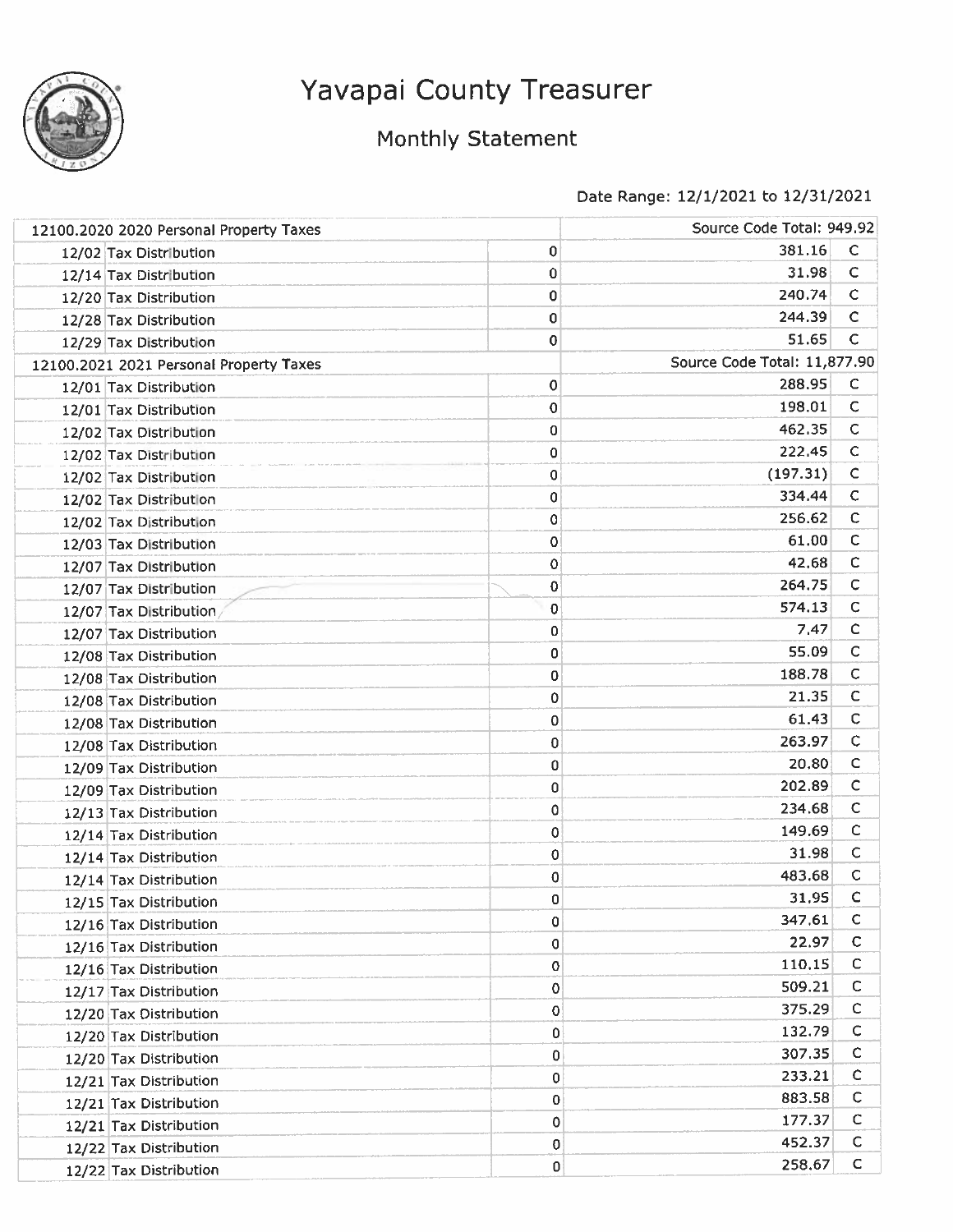# Yavapai County Treasurer

## Monthly Statement

Date Range: 12/1/2021 to 12/31/2021

| | | | | |
|---|---|---|---|---|
| 12100.2020 2020 Personal Property Taxes | | | Source Code Total: 949.92 | |
| 12/02 | Tax Distribution | 0 | 381.16 | C |
| 12/14 | Tax Distribution | 0 | 31.98 | C |
| 12/20 | Tax Distribution | 0 | 240.74 | C |
| 12/28 | Tax Distribution | 0 | 244.39 | C |
| 12/29 | Tax Distribution | 0 | 51.65 | C |
| 12100.2021 2021 Personal Property Taxes | | | Source Code Total: 11,877.90 | |
| 12/01 | Tax Distribution | 0 | 288.95 | C |
| 12/01 | Tax Distribution | 0 | 198.01 | C |
| 12/02 | Tax Distribution | 0 | 462.35 | C |
| 12/02 | Tax Distribution | 0 | 222.45 | C |
| 12/02 | Tax Distribution | 0 | (197.31) | C |
| 12/02 | Tax Distribution | 0 | 334.44 | C |
| 12/02 | Tax Distribution | 0 | 256.62 | C |
| 12/03 | Tax Distribution | 0 | 61.00 | C |
| 12/07 | Tax Distribution | 0 | 42.68 | C |
| 12/07 | Tax Distribution | 0 | 264.75 | C |
| 12/07 | Tax Distribution | 0 | 574.13 | C |
| 12/07 | Tax Distribution | 0 | 7.47 | C |
| 12/08 | Tax Distribution | 0 | 55.09 | C |
| 12/08 | Tax Distribution | 0 | 188.78 | C |
| 12/08 | Tax Distribution | 0 | 21.35 | C |
| 12/08 | Tax Distribution | 0 | 61.43 | C |
| 12/08 | Tax Distribution | 0 | 263.97 | C |
| 12/09 | Tax Distribution | 0 | 20.80 | C |
| 12/09 | Tax Distribution | 0 | 202.89 | C |
| 12/13 | Tax Distribution | 0 | 234.68 | C |
| 12/14 | Tax Distribution | 0 | 149.69 | C |
| 12/14 | Tax Distribution | 0 | 31.98 | C |
| 12/14 | Tax Distribution | 0 | 483.68 | C |
| 12/15 | Tax Distribution | 0 | 31.95 | C |
| 12/16 | Tax Distribution | 0 | 347.61 | C |
| 12/16 | Tax Distribution | 0 | 22.97 | C |
| 12/16 | Tax Distribution | 0 | 110.15 | C |
| 12/17 | Tax Distribution | 0 | 509.21 | C |
| 12/20 | Tax Distribution | 0 | 375.29 | C |
| 12/20 | Tax Distribution | 0 | 132.79 | C |
| 12/20 | Tax Distribution | 0 | 307.35 | C |
| 12/21 | Tax Distribution | 0 | 233.21 | C |
| 12/21 | Tax Distribution | 0 | 883.58 | C |
| 12/21 | Tax Distribution | 0 | 177.37 | C |
| 12/22 | Tax Distribution | 0 | 452.37 | C |
| 12/22 | Tax Distribution | 0 | 258.67 | C |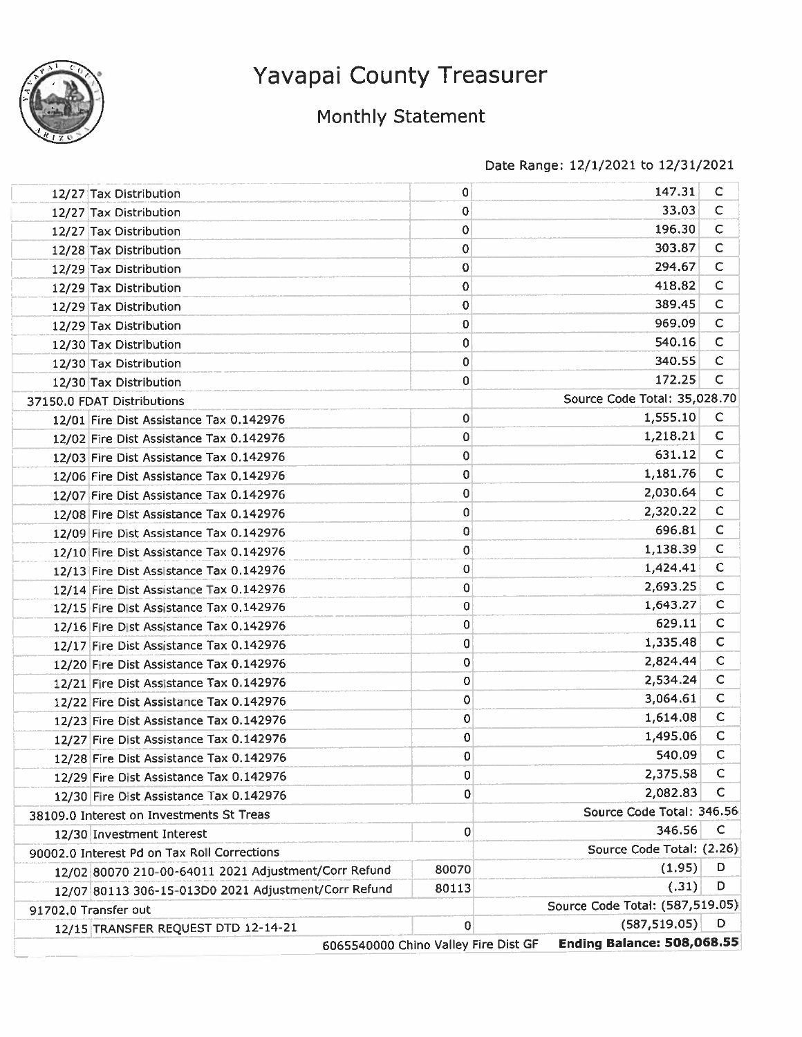# Yavapai County Treasurer

## Monthly Statement

Date Range: 12/1/2021 to 12/31/2021

| Date | Description | Ref | Amount | |
|---|---|---|---|---|
| 12/27 | Tax Distribution | 0 | 147.31 | C |
| 12/27 | Tax Distribution | 0 | 33.03 | C |
| 12/27 | Tax Distribution | 0 | 196.30 | C |
| 12/28 | Tax Distribution | 0 | 303.87 | C |
| 12/29 | Tax Distribution | 0 | 294.67 | C |
| 12/29 | Tax Distribution | 0 | 418.82 | C |
| 12/29 | Tax Distribution | 0 | 389.45 | C |
| 12/29 | Tax Distribution | 0 | 969.09 | C |
| 12/30 | Tax Distribution | 0 | 540.16 | C |
| 12/30 | Tax Distribution | 0 | 340.55 | C |
| 12/30 | Tax Distribution | 0 | 172.25 | C |
| 37150.0 FDAT Distributions | | | Source Code Total: 35,028.70 | |
| 12/01 | Fire Dist Assistance Tax 0.142976 | 0 | 1,555.10 | C |
| 12/02 | Fire Dist Assistance Tax 0.142976 | 0 | 1,218.21 | C |
| 12/03 | Fire Dist Assistance Tax 0.142976 | 0 | 631.12 | C |
| 12/06 | Fire Dist Assistance Tax 0.142976 | 0 | 1,181.76 | C |
| 12/07 | Fire Dist Assistance Tax 0.142976 | 0 | 2,030.64 | C |
| 12/08 | Fire Dist Assistance Tax 0.142976 | 0 | 2,320.22 | C |
| 12/09 | Fire Dist Assistance Tax 0.142976 | 0 | 696.81 | C |
| 12/10 | Fire Dist Assistance Tax 0.142976 | 0 | 1,138.39 | C |
| 12/13 | Fire Dist Assistance Tax 0.142976 | 0 | 1,424.41 | C |
| 12/14 | Fire Dist Assistance Tax 0.142976 | 0 | 2,693.25 | C |
| 12/15 | Fire Dist Assistance Tax 0.142976 | 0 | 1,643.27 | C |
| 12/16 | Fire Dist Assistance Tax 0.142976 | 0 | 629.11 | C |
| 12/17 | Fire Dist Assistance Tax 0.142976 | 0 | 1,335.48 | C |
| 12/20 | Fire Dist Assistance Tax 0.142976 | 0 | 2,824.44 | C |
| 12/21 | Fire Dist Assistance Tax 0.142976 | 0 | 2,534.24 | C |
| 12/22 | Fire Dist Assistance Tax 0.142976 | 0 | 3,064.61 | C |
| 12/23 | Fire Dist Assistance Tax 0.142976 | 0 | 1,614.08 | C |
| 12/27 | Fire Dist Assistance Tax 0.142976 | 0 | 1,495.06 | C |
| 12/28 | Fire Dist Assistance Tax 0.142976 | 0 | 540.09 | C |
| 12/29 | Fire Dist Assistance Tax 0.142976 | 0 | 2,375.58 | C |
| 12/30 | Fire Dist Assistance Tax 0.142976 | 0 | 2,082.83 | C |
| 38109.0 Interest on Investments St Treas | | | Source Code Total: 346.56 | |
| 12/30 | Investment Interest | 0 | 346.56 | C |
| 90002.0 Interest Pd on Tax Roll Corrections | | | Source Code Total: (2.26) | |
| 12/02 | 80070 210-00-64011 2021 Adjustment/Corr Refund | 80070 | (1.95) | D |
| 12/07 | 80113 306-15-013D0 2021 Adjustment/Corr Refund | 80113 | (.31) | D |
| 91702.0 Transfer out | | | Source Code Total: (587,519.05) | |
| 12/15 | TRANSFER REQUEST DTD 12-14-21 | 0 | (587,519.05) | D |
| | | 6065540000 Chino Valley Fire Dist GF | **Ending Balance: 508,068.55** | |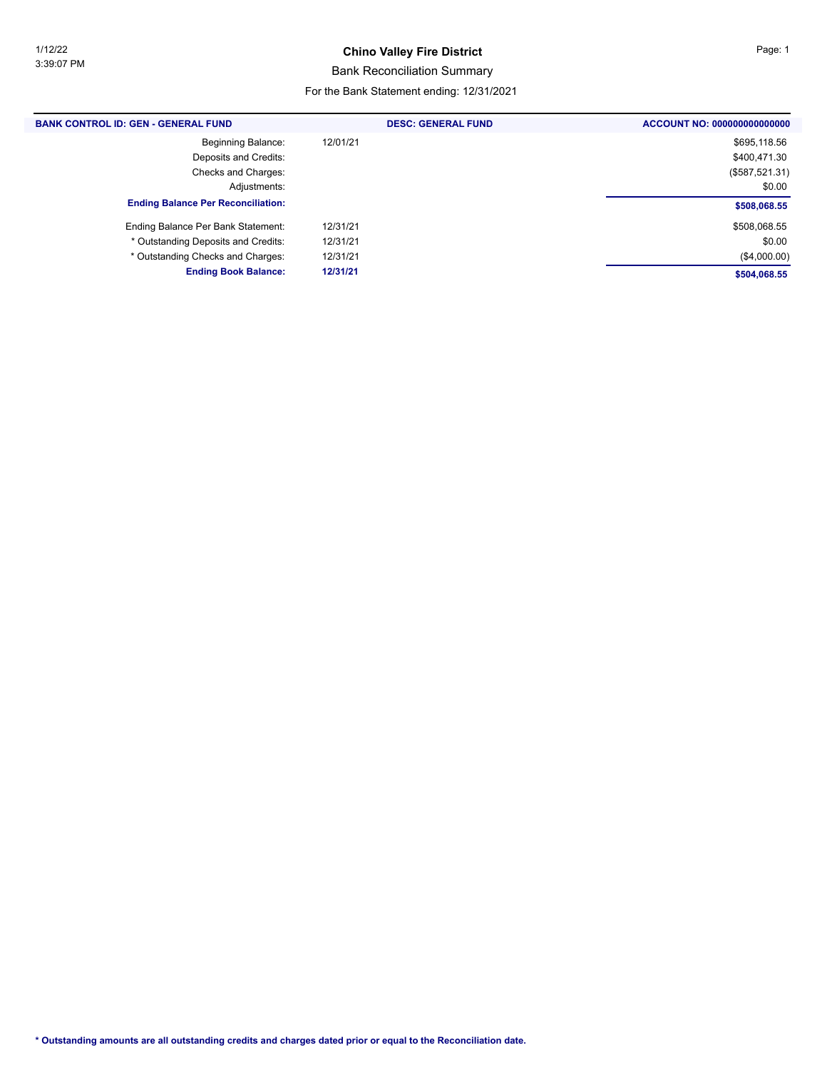# Chino Valley Fire District

## Bank Reconciliation Summary

For the Bank Statement ending: 12/31/2021

| BANK CONTROL ID: GEN - GENERAL FUND | DESC: GENERAL FUND | ACCOUNT NO: 000000000000000 |
|---|---|---|
| Beginning Balance: | 12/01/21 | $695,118.56 |
| Deposits and Credits: | | $400,471.30 |
| Checks and Charges: | | ($587,521.31) |
| Adjustments: | | $0.00 |
| **Ending Balance Per Reconciliation:** | | **$508,068.55** |
| Ending Balance Per Bank Statement: | 12/31/21 | $508,068.55 |
| * Outstanding Deposits and Credits: | 12/31/21 | $0.00 |
| * Outstanding Checks and Charges: | 12/31/21 | ($4,000.00) |
| **Ending Book Balance:** | **12/31/21** | **$504,068.55** |

**\* Outstanding amounts are all outstanding credits and charges dated prior or equal to the Reconciliation date.**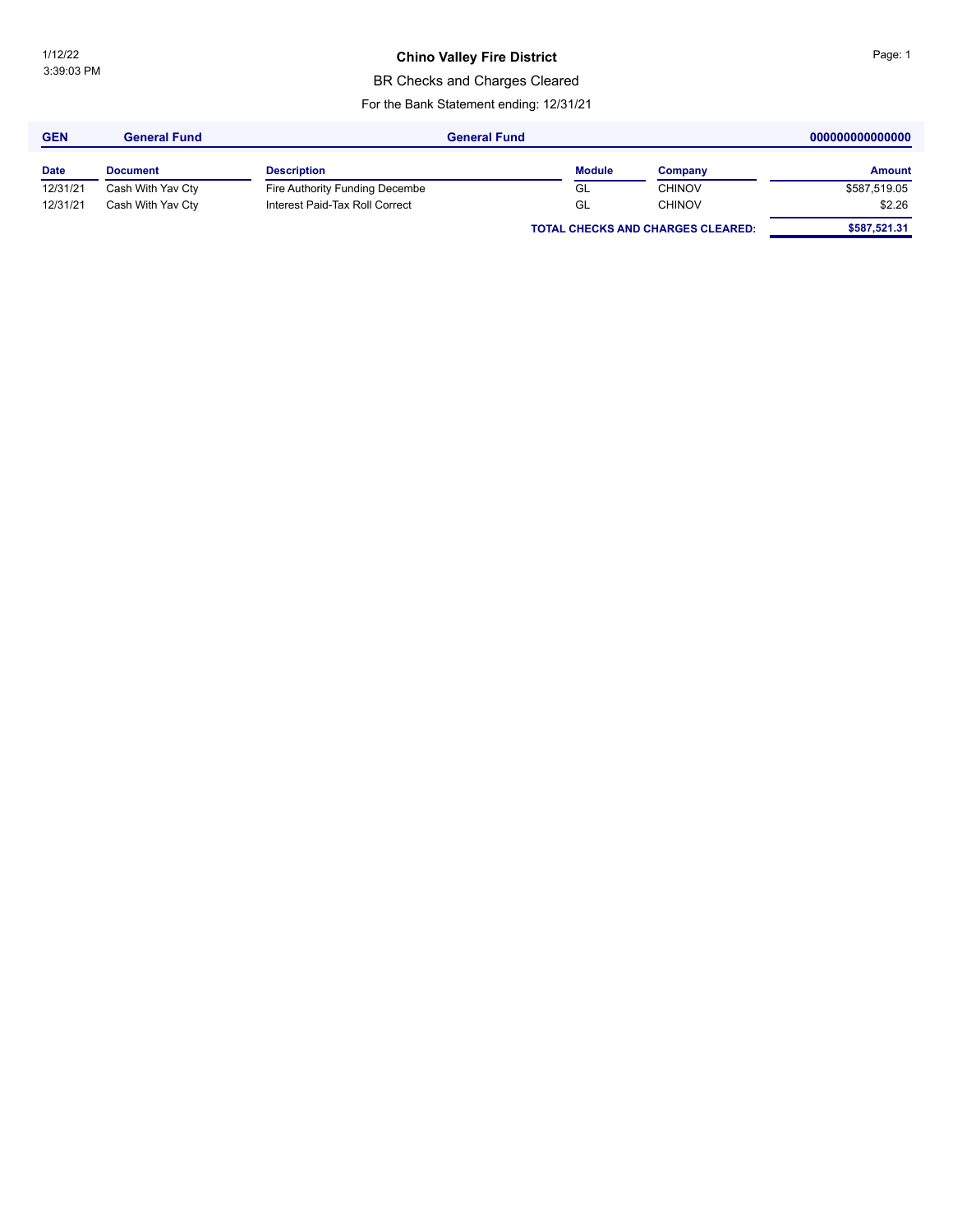1/12/22
3:39:03 PM

# Chino Valley Fire District

## BR Checks and Charges Cleared

For the Bank Statement ending: 12/31/21

| GEN | General Fund | General Fund | | | 000000000000000 |
|---|---|---|---|---|---|
| **Date** | **Document** | **Description** | **Module** | **Company** | **Amount** |
| 12/31/21 | Cash With Yav Cty | Fire Authority Funding Decembe | GL | CHINOV | $587,519.05 |
| 12/31/21 | Cash With Yav Cty | Interest Paid-Tax Roll Correct | GL | CHINOV | $2.26 |
| | | | **TOTAL CHECKS AND CHARGES CLEARED:** | | **$587,521.31** |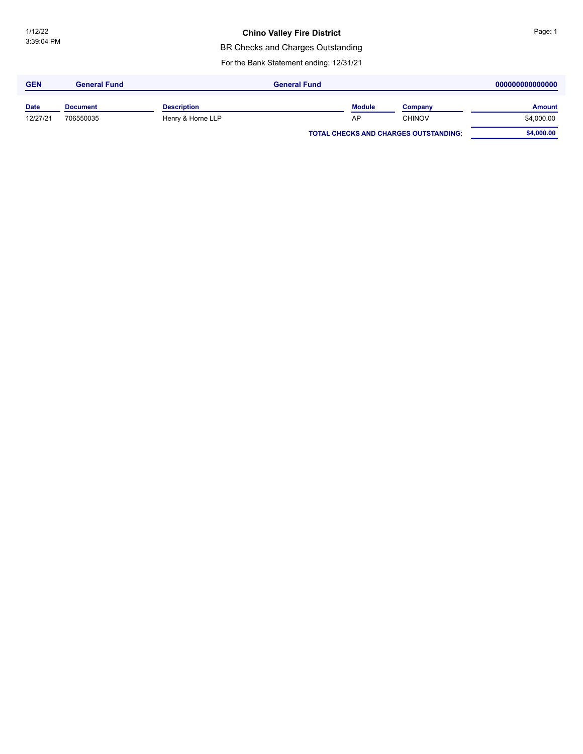1/12/22
3:39:04 PM

# Chino Valley Fire District

## BR Checks and Charges Outstanding

For the Bank Statement ending: 12/31/21

**GEN** | **General Fund** | **General Fund** | **000000000000000**

| Date | Document | Description | Module | Company | Amount |
|---|---|---|---|---|---|
| 12/27/21 | 706550035 | Henry & Horne LLP | AP | CHINOV | $4,000.00 |
| | | | | **TOTAL CHECKS AND CHARGES OUTSTANDING:** | **$4,000.00** |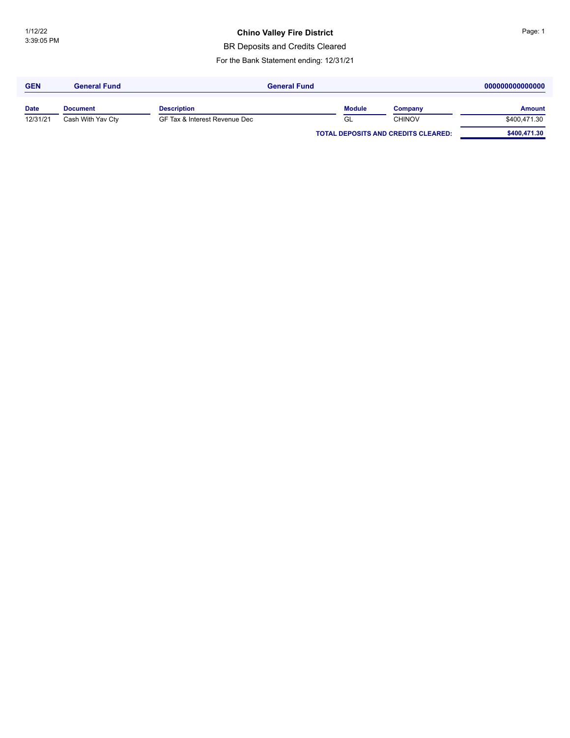# Chino Valley Fire District

## BR Deposits and Credits Cleared

For the Bank Statement ending: 12/31/21

| GEN | General Fund | General Fund | | | 000000000000000 |
|---|---|---|---|---|---|
| **Date** | **Document** | **Description** | **Module** | **Company** | **Amount** |
| 12/31/21 | Cash With Yav Cty | GF Tax & Interest Revenue Dec | GL | CHINOV | $400,471.30 |
| | | | **TOTAL DEPOSITS AND CREDITS CLEARED:** | | **$400,471.30** |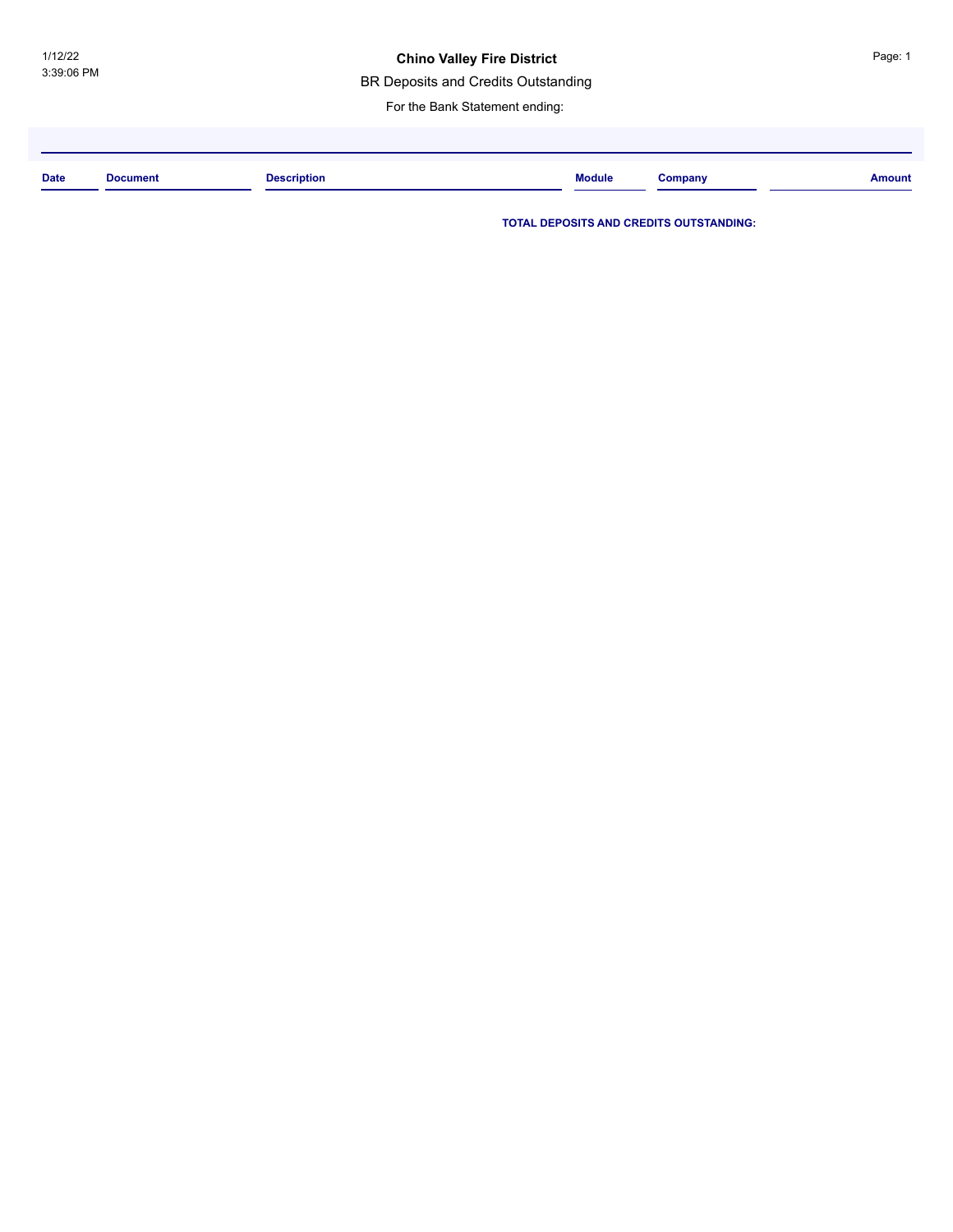1/12/22
3:39:06 PM

**Chino Valley Fire District**

BR Deposits and Credits Outstanding

For the Bank Statement ending:

| Date | Document | Description | Module | Company | Amount |
|---|---|---|---|---|---|

**TOTAL DEPOSITS AND CREDITS OUTSTANDING:**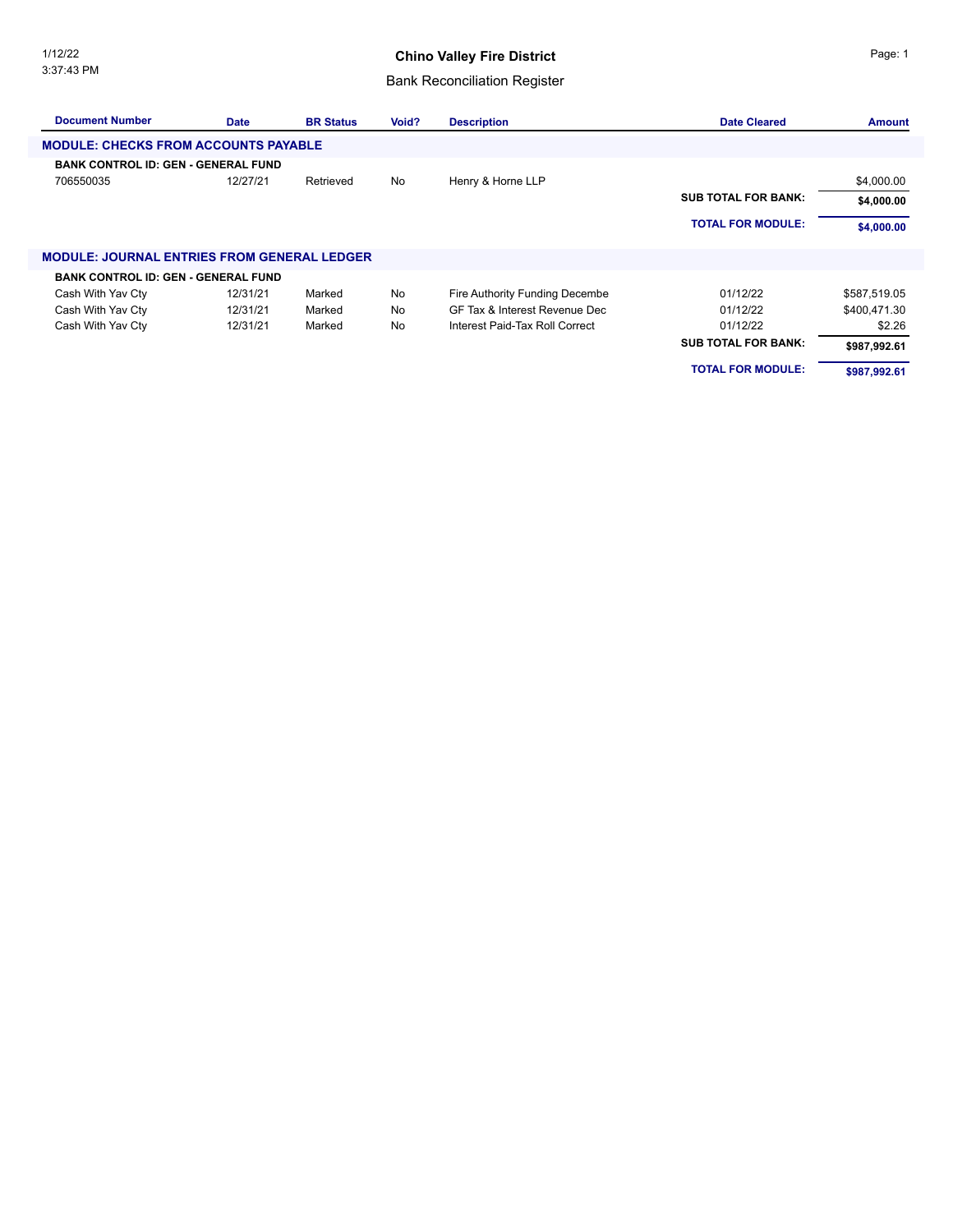# Chino Valley Fire District

## Bank Reconciliation Register

| Document Number | Date | BR Status | Void? | Description | Date Cleared | Amount |
|---|---|---|---|---|---|---|
| **MODULE: CHECKS FROM ACCOUNTS PAYABLE** | | | | | | |
| **BANK CONTROL ID: GEN - GENERAL FUND** | | | | | | |
| 706550035 | 12/27/21 | Retrieved | No | Henry & Horne LLP | | $4,000.00 |
| | | | | | **SUB TOTAL FOR BANK:** | **$4,000.00** |
| | | | | | **TOTAL FOR MODULE:** | **$4,000.00** |
| **MODULE: JOURNAL ENTRIES FROM GENERAL LEDGER** | | | | | | |
| **BANK CONTROL ID: GEN - GENERAL FUND** | | | | | | |
| Cash With Yav Cty | 12/31/21 | Marked | No | Fire Authority Funding Decembe | 01/12/22 | $587,519.05 |
| Cash With Yav Cty | 12/31/21 | Marked | No | GF Tax & Interest Revenue Dec | 01/12/22 | $400,471.30 |
| Cash With Yav Cty | 12/31/21 | Marked | No | Interest Paid-Tax Roll Correct | 01/12/22 | $2.26 |
| | | | | | **SUB TOTAL FOR BANK:** | **$987,992.61** |
| | | | | | **TOTAL FOR MODULE:** | **$987,992.61** |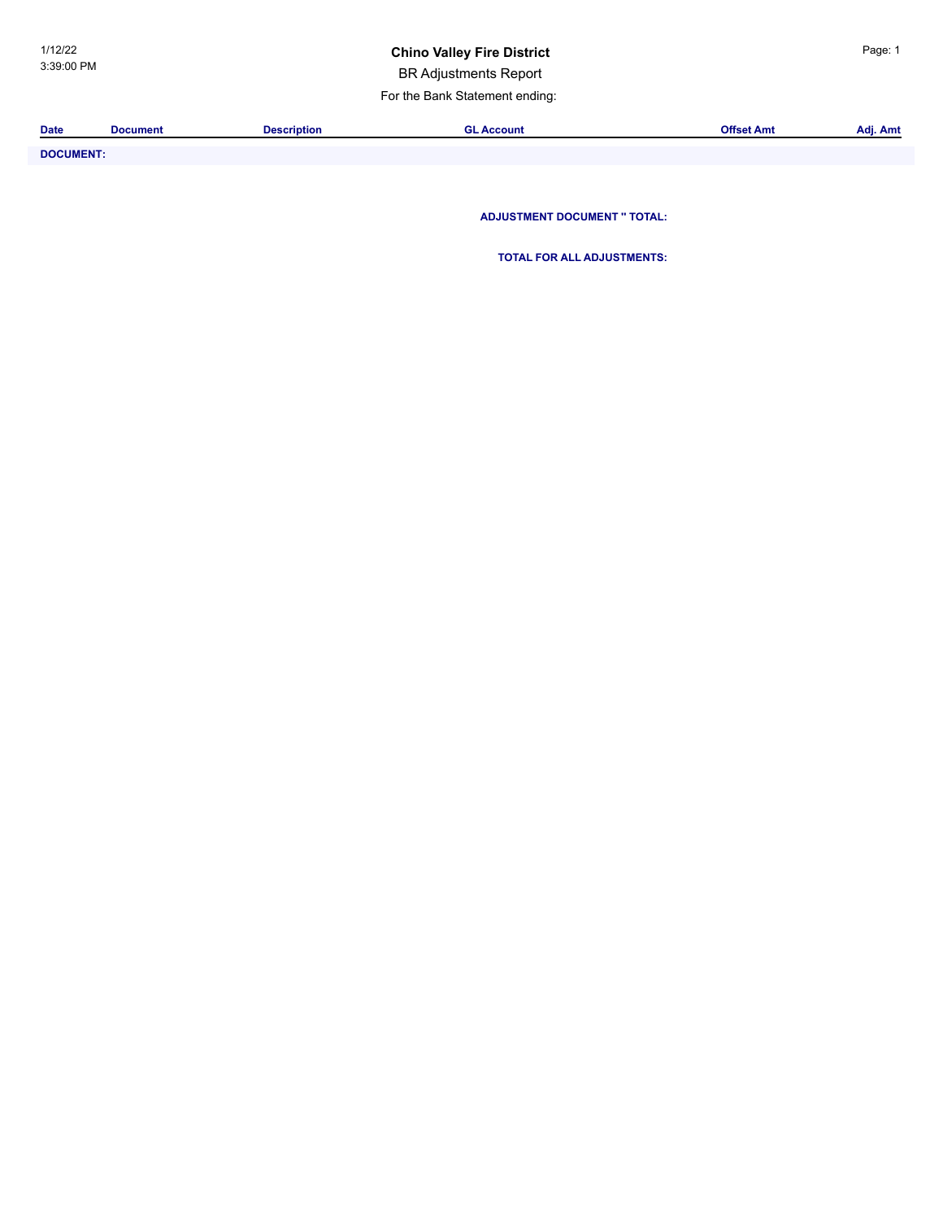1/12/22
3:39:00 PM

# Chino Valley Fire District

## BR Adjustments Report

For the Bank Statement ending:

| Date | Document | Description | GL Account | Offset Amt | Adj. Amt |
|---|---|---|---|---|---|
| **DOCUMENT:** | | | | | |

**ADJUSTMENT DOCUMENT '' TOTAL:**

**TOTAL FOR ALL ADJUSTMENTS:**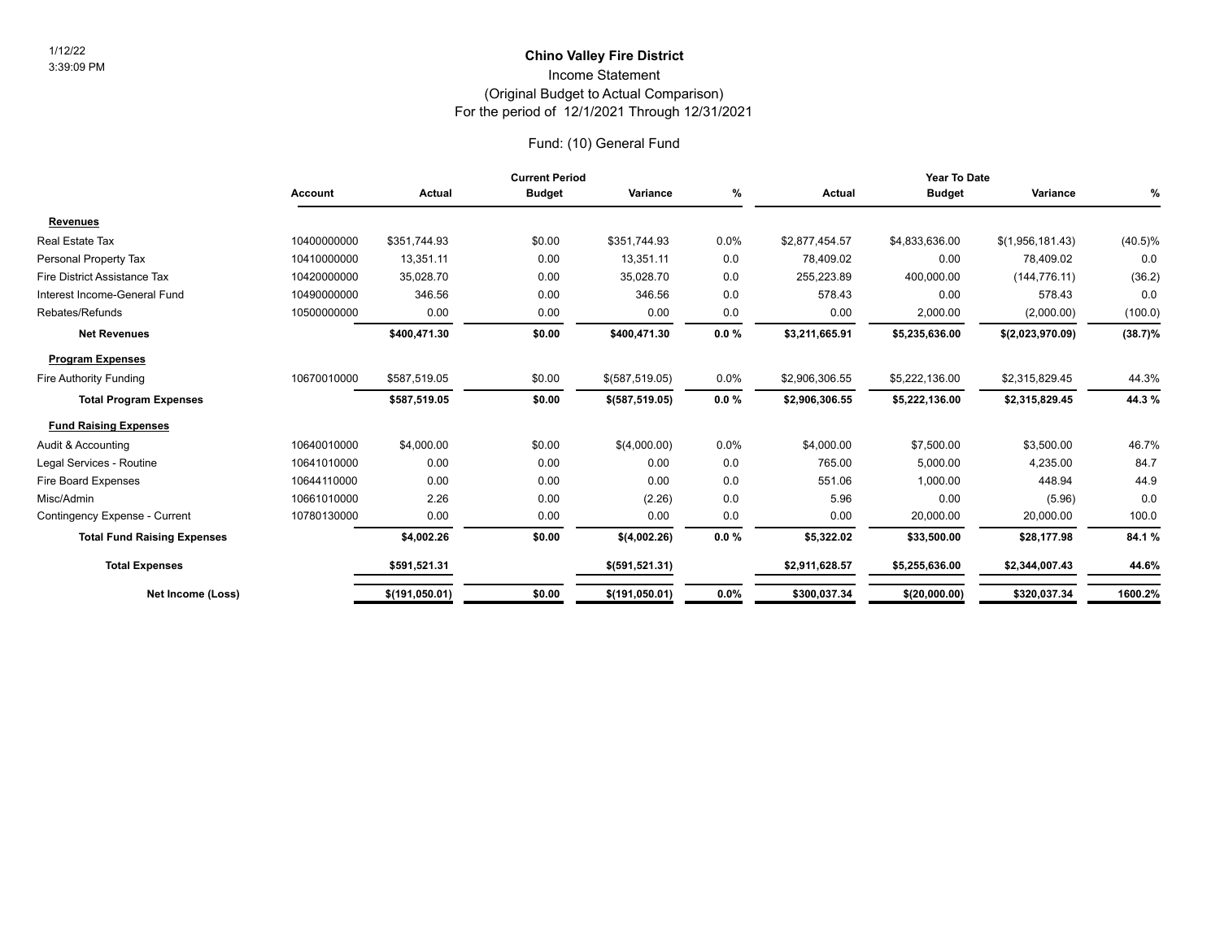1/12/22
3:39:09 PM

## Chino Valley Fire District

### Income Statement
### (Original Budget to Actual Comparison)
### For the period of 12/1/2021 Through 12/31/2021

### Fund: (10) General Fund

| | Account | Current Period | | | | Year To Date | | | |
|---|---|---|---|---|---|---|---|---|---|
| | | Actual | Budget | Variance | % | Actual | Budget | Variance | % |
| **Revenues** | | | | | | | | | |
| Real Estate Tax | 10400000000 | $351,744.93 | $0.00 | $351,744.93 | 0.0% | $2,877,454.57 | $4,833,636.00 | $(1,956,181.43) | (40.5)% |
| Personal Property Tax | 10410000000 | 13,351.11 | 0.00 | 13,351.11 | 0.0 | 78,409.02 | 0.00 | 78,409.02 | 0.0 |
| Fire District Assistance Tax | 10420000000 | 35,028.70 | 0.00 | 35,028.70 | 0.0 | 255,223.89 | 400,000.00 | (144,776.11) | (36.2) |
| Interest Income-General Fund | 10490000000 | 346.56 | 0.00 | 346.56 | 0.0 | 578.43 | 0.00 | 578.43 | 0.0 |
| Rebates/Refunds | 10500000000 | 0.00 | 0.00 | 0.00 | 0.0 | 0.00 | 2,000.00 | (2,000.00) | (100.0) |
| **Net Revenues** | | **$400,471.30** | **$0.00** | **$400,471.30** | **0.0 %** | **$3,211,665.91** | **$5,235,636.00** | **$(2,023,970.09)** | **(38.7)%** |
| **Program Expenses** | | | | | | | | | |
| Fire Authority Funding | 10670010000 | $587,519.05 | $0.00 | $(587,519.05) | 0.0% | $2,906,306.55 | $5,222,136.00 | $2,315,829.45 | 44.3% |
| **Total Program Expenses** | | **$587,519.05** | **$0.00** | **$(587,519.05)** | **0.0 %** | **$2,906,306.55** | **$5,222,136.00** | **$2,315,829.45** | **44.3 %** |
| **Fund Raising Expenses** | | | | | | | | | |
| Audit & Accounting | 10640010000 | $4,000.00 | $0.00 | $(4,000.00) | 0.0% | $4,000.00 | $7,500.00 | $3,500.00 | 46.7% |
| Legal Services - Routine | 10641010000 | 0.00 | 0.00 | 0.00 | 0.0 | 765.00 | 5,000.00 | 4,235.00 | 84.7 |
| Fire Board Expenses | 10644110000 | 0.00 | 0.00 | 0.00 | 0.0 | 551.06 | 1,000.00 | 448.94 | 44.9 |
| Misc/Admin | 10661010000 | 2.26 | 0.00 | (2.26) | 0.0 | 5.96 | 0.00 | (5.96) | 0.0 |
| Contingency Expense - Current | 10780130000 | 0.00 | 0.00 | 0.00 | 0.0 | 0.00 | 20,000.00 | 20,000.00 | 100.0 |
| **Total Fund Raising Expenses** | | **$4,002.26** | **$0.00** | **$(4,002.26)** | **0.0 %** | **$5,322.02** | **$33,500.00** | **$28,177.98** | **84.1 %** |
| **Total Expenses** | | **$591,521.31** | | **$(591,521.31)** | | **$2,911,628.57** | **$5,255,636.00** | **$2,344,007.43** | **44.6%** |
| **Net Income (Loss)** | | **$(191,050.01)** | **$0.00** | **$(191,050.01)** | **0.0%** | **$300,037.34** | **$(20,000.00)** | **$320,037.34** | **1600.2%** |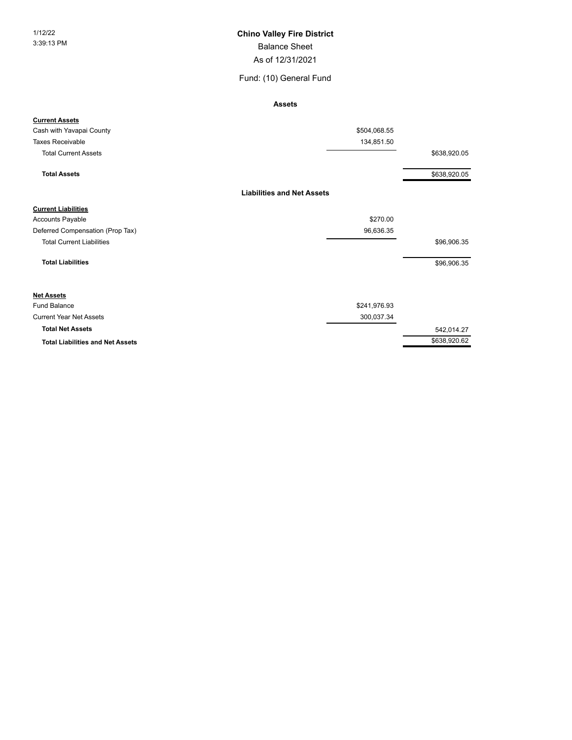1/12/22
3:39:13 PM

# Chino Valley Fire District

## Balance Sheet

As of 12/31/2021

Fund: (10) General Fund

### Assets

| | | |
|---|---|---|
| **Current Assets** | | |
| Cash with Yavapai County | $504,068.55 | |
| Taxes Receivable | 134,851.50 | |
| Total Current Assets | | $638,920.05 |
| **Total Assets** | | $638,920.05 |

### Liabilities and Net Assets

| | | |
|---|---|---|
| **Current Liabilities** | | |
| Accounts Payable | $270.00 | |
| Deferred Compensation (Prop Tax) | 96,636.35 | |
| Total Current Liabilities | | $96,906.35 |
| **Total Liabilities** | | $96,906.35 |
| **Net Assets** | | |
| Fund Balance | $241,976.93 | |
| Current Year Net Assets | 300,037.34 | |
| **Total Net Assets** | | 542,014.27 |
| **Total Liabilities and Net Assets** | | $638,920.62 |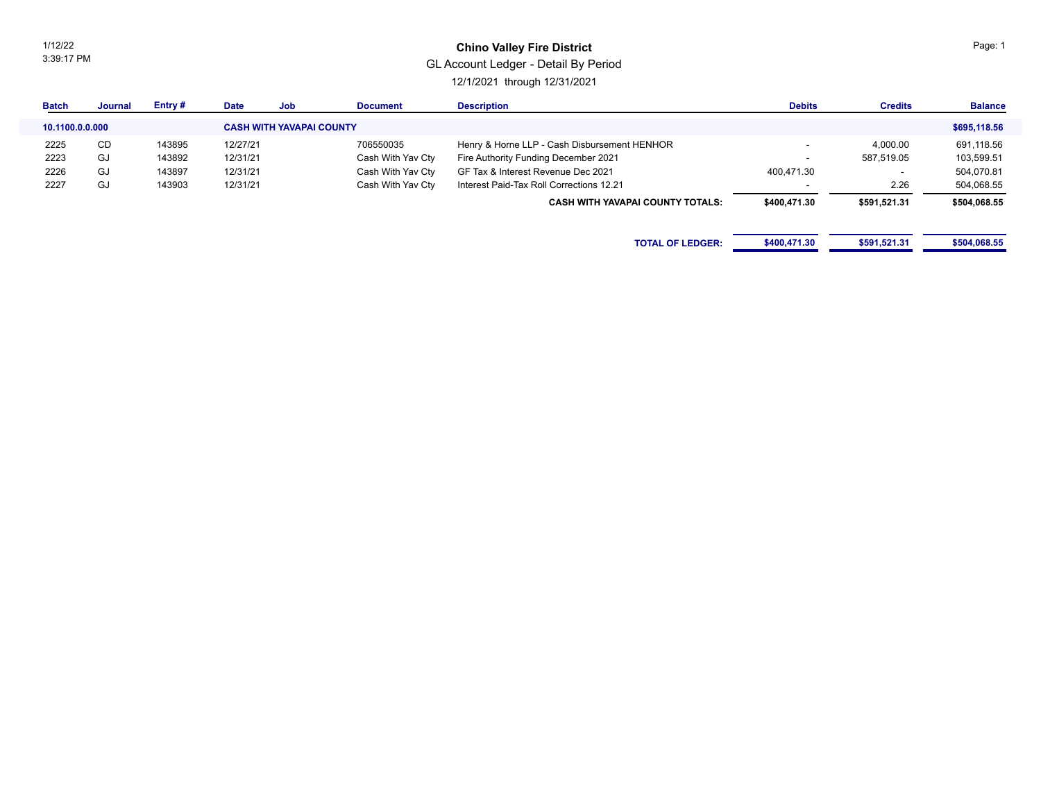1/12/22
3:39:17 PM

# Chino Valley Fire District

## GL Account Ledger - Detail By Period

12/1/2021 through 12/31/2021

| Batch | Journal | Entry # | Date | Job | Document | Description | Debits | Credits | Balance |
|---|---|---|---|---|---|---|---|---|---|
| **10.1100.0.0.000** | | | **CASH WITH YAVAPAI COUNTY** | | | | | | **$695,118.56** |
| 2225 | CD | 143895 | 12/27/21 | | 706550035 | Henry & Horne LLP - Cash Disbursement HENHOR | - | 4,000.00 | 691,118.56 |
| 2223 | GJ | 143892 | 12/31/21 | | Cash With Yav Cty | Fire Authority Funding December 2021 | - | 587,519.05 | 103,599.51 |
| 2226 | GJ | 143897 | 12/31/21 | | Cash With Yav Cty | GF Tax & Interest Revenue Dec 2021 | 400,471.30 | - | 504,070.81 |
| 2227 | GJ | 143903 | 12/31/21 | | Cash With Yav Cty | Interest Paid-Tax Roll Corrections 12.21 | - | 2.26 | 504,068.55 |
| | | | | | | **CASH WITH YAVAPAI COUNTY TOTALS:** | **$400,471.30** | **$591,521.31** | **$504,068.55** |
| | | | | | | **TOTAL OF LEDGER:** | **$400,471.30** | **$591,521.31** | **$504,068.55** |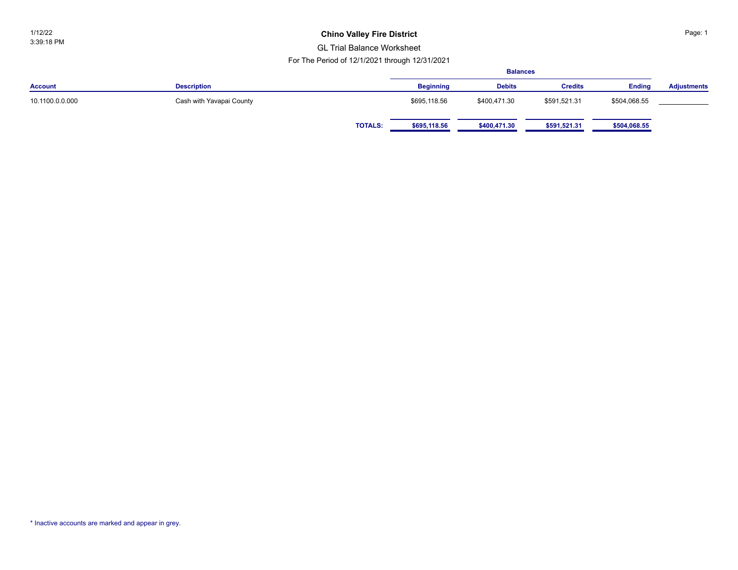# Chino Valley Fire District

## GL Trial Balance Worksheet

For The Period of 12/1/2021 through 12/31/2021

| | | Balances | | | | |
|---|---|---|---|---|---|---|
| **Account** | **Description** | **Beginning** | **Debits** | **Credits** | **Ending** | **Adjustments** |
| 10.1100.0.0.000 | Cash with Yavapai County | $695,118.56 | $400,471.30 | $591,521.31 | $504,068.55 | |
| | **TOTALS:** | **$695,118.56** | **$400,471.30** | **$591,521.31** | **$504,068.55** | |

* Inactive accounts are marked and appear in grey.